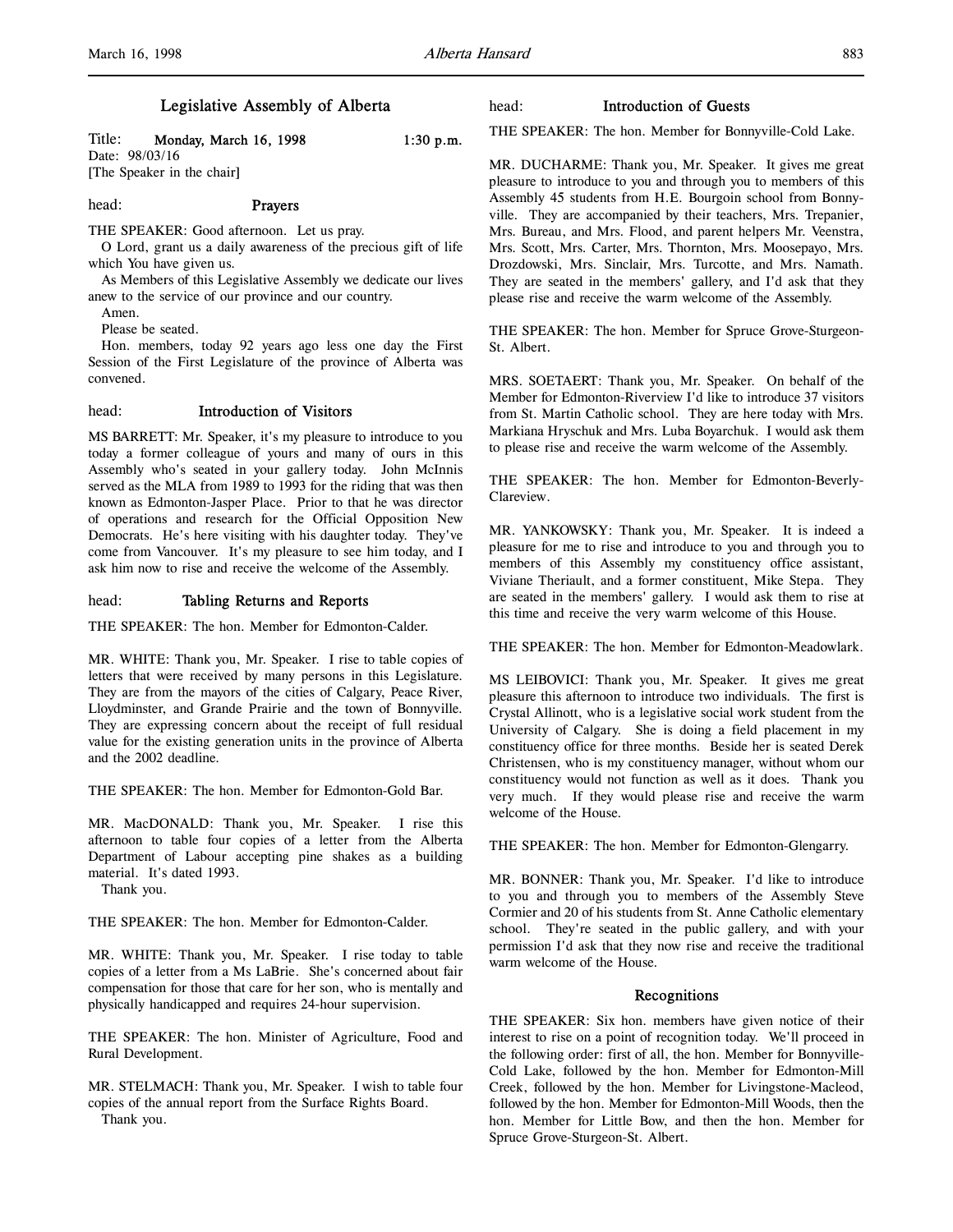# Legislative Assembly of Alberta

Title: **Monday, March 16, 1998** 1:30 p.m.
Date: 98/03/16
[The Speaker in the chair]

head: **Prayers**

THE SPEAKER: Good afternoon. Let us pray.

O Lord, grant us a daily awareness of the precious gift of life which You have given us.

As Members of this Legislative Assembly we dedicate our lives anew to the service of our province and our country.

Amen.

Please be seated.

Hon. members, today 92 years ago less one day the First Session of the First Legislature of the province of Alberta was convened.

head: **Introduction of Visitors**

MS BARRETT: Mr. Speaker, it's my pleasure to introduce to you today a former colleague of yours and many of ours in this Assembly who's seated in your gallery today. John McInnis served as the MLA from 1989 to 1993 for the riding that was then known as Edmonton-Jasper Place. Prior to that he was director of operations and research for the Official Opposition New Democrats. He's here visiting with his daughter today. They've come from Vancouver. It's my pleasure to see him today, and I ask him now to rise and receive the welcome of the Assembly.

head: **Tabling Returns and Reports**

THE SPEAKER: The hon. Member for Edmonton-Calder.

MR. WHITE: Thank you, Mr. Speaker. I rise to table copies of letters that were received by many persons in this Legislature. They are from the mayors of the cities of Calgary, Peace River, Lloydminster, and Grande Prairie and the town of Bonnyville. They are expressing concern about the receipt of full residual value for the existing generation units in the province of Alberta and the 2002 deadline.

THE SPEAKER: The hon. Member for Edmonton-Gold Bar.

MR. MacDONALD: Thank you, Mr. Speaker. I rise this afternoon to table four copies of a letter from the Alberta Department of Labour accepting pine shakes as a building material. It's dated 1993.

Thank you.

THE SPEAKER: The hon. Member for Edmonton-Calder.

MR. WHITE: Thank you, Mr. Speaker. I rise today to table copies of a letter from a Ms LaBrie. She's concerned about fair compensation for those that care for her son, who is mentally and physically handicapped and requires 24-hour supervision.

THE SPEAKER: The hon. Minister of Agriculture, Food and Rural Development.

MR. STELMACH: Thank you, Mr. Speaker. I wish to table four copies of the annual report from the Surface Rights Board.

Thank you.

head: **Introduction of Guests**

THE SPEAKER: The hon. Member for Bonnyville-Cold Lake.

MR. DUCHARME: Thank you, Mr. Speaker. It gives me great pleasure to introduce to you and through you to members of this Assembly 45 students from H.E. Bourgoin school from Bonnyville. They are accompanied by their teachers, Mrs. Trepanier, Mrs. Bureau, and Mrs. Flood, and parent helpers Mr. Veenstra, Mrs. Scott, Mrs. Carter, Mrs. Thornton, Mrs. Moosepayo, Mrs. Drozdowski, Mrs. Sinclair, Mrs. Turcotte, and Mrs. Namath. They are seated in the members' gallery, and I'd ask that they please rise and receive the warm welcome of the Assembly.

THE SPEAKER: The hon. Member for Spruce Grove-Sturgeon-St. Albert.

MRS. SOETAERT: Thank you, Mr. Speaker. On behalf of the Member for Edmonton-Riverview I'd like to introduce 37 visitors from St. Martin Catholic school. They are here today with Mrs. Markiana Hryschuk and Mrs. Luba Boyarchuk. I would ask them to please rise and receive the warm welcome of the Assembly.

THE SPEAKER: The hon. Member for Edmonton-Beverly-Clareview.

MR. YANKOWSKY: Thank you, Mr. Speaker. It is indeed a pleasure for me to rise and introduce to you and through you to members of this Assembly my constituency office assistant, Viviane Theriault, and a former constituent, Mike Stepa. They are seated in the members' gallery. I would ask them to rise at this time and receive the very warm welcome of this House.

THE SPEAKER: The hon. Member for Edmonton-Meadowlark.

MS LEIBOVICI: Thank you, Mr. Speaker. It gives me great pleasure this afternoon to introduce two individuals. The first is Crystal Allinott, who is a legislative social work student from the University of Calgary. She is doing a field placement in my constituency office for three months. Beside her is seated Derek Christensen, who is my constituency manager, without whom our constituency would not function as well as it does. Thank you very much. If they would please rise and receive the warm welcome of the House.

THE SPEAKER: The hon. Member for Edmonton-Glengarry.

MR. BONNER: Thank you, Mr. Speaker. I'd like to introduce to you and through you to members of the Assembly Steve Cormier and 20 of his students from St. Anne Catholic elementary school. They're seated in the public gallery, and with your permission I'd ask that they now rise and receive the traditional warm welcome of the House.

## Recognitions

THE SPEAKER: Six hon. members have given notice of their interest to rise on a point of recognition today. We'll proceed in the following order: first of all, the hon. Member for Bonnyville-Cold Lake, followed by the hon. Member for Edmonton-Mill Creek, followed by the hon. Member for Livingstone-Macleod, followed by the hon. Member for Edmonton-Mill Woods, then the hon. Member for Little Bow, and then the hon. Member for Spruce Grove-Sturgeon-St. Albert.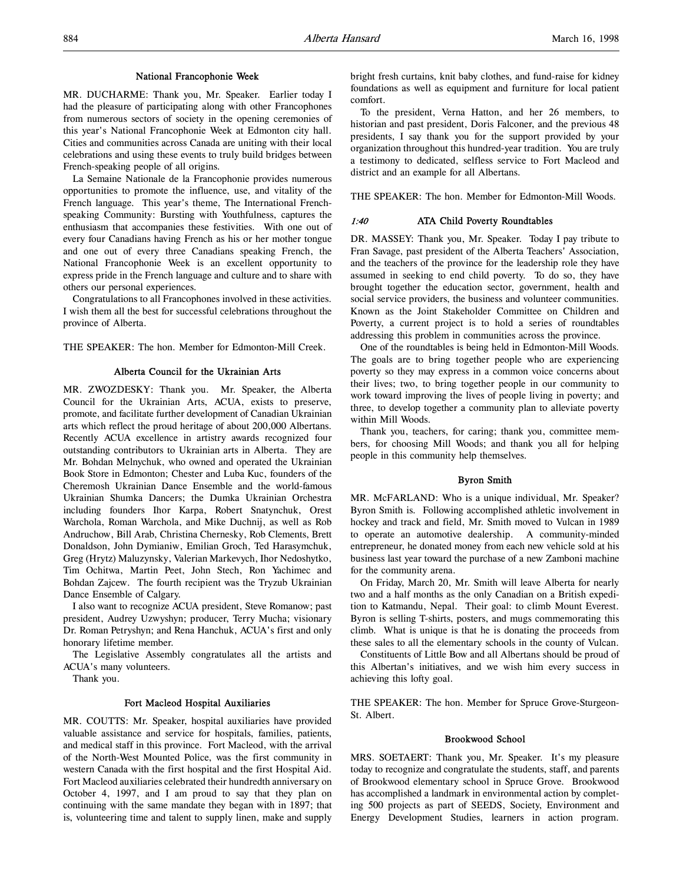### National Francophonie Week

MR. DUCHARME: Thank you, Mr. Speaker. Earlier today I had the pleasure of participating along with other Francophones from numerous sectors of society in the opening ceremonies of this year's National Francophonie Week at Edmonton city hall. Cities and communities across Canada are uniting with their local celebrations and using these events to truly build bridges between French-speaking people of all origins.

La Semaine Nationale de la Francophonie provides numerous opportunities to promote the influence, use, and vitality of the French language. This year's theme, The International French-speaking Community: Bursting with Youthfulness, captures the enthusiasm that accompanies these festivities. With one out of every four Canadians having French as his or her mother tongue and one out of every three Canadians speaking French, the National Francophonie Week is an excellent opportunity to express pride in the French language and culture and to share with others our personal experiences.

Congratulations to all Francophones involved in these activities. I wish them all the best for successful celebrations throughout the province of Alberta.

THE SPEAKER: The hon. Member for Edmonton-Mill Creek.

### Alberta Council for the Ukrainian Arts

MR. ZWOZDESKY: Thank you. Mr. Speaker, the Alberta Council for the Ukrainian Arts, ACUA, exists to preserve, promote, and facilitate further development of Canadian Ukrainian arts which reflect the proud heritage of about 200,000 Albertans. Recently ACUA excellence in artistry awards recognized four outstanding contributors to Ukrainian arts in Alberta. They are Mr. Bohdan Melnychuk, who owned and operated the Ukrainian Book Store in Edmonton; Chester and Luba Kuc, founders of the Cheremosh Ukrainian Dance Ensemble and the world-famous Ukrainian Shumka Dancers; the Dumka Ukrainian Orchestra including founders Ihor Karpa, Robert Snatynchuk, Orest Warchola, Roman Warchola, and Mike Duchnij, as well as Rob Andruchow, Bill Arab, Christina Chernesky, Rob Clements, Brett Donaldson, John Dymianiw, Emilian Groch, Ted Harasymchuk, Greg (Hrytz) Maluzynsky, Valerian Markevych, Ihor Nedoshytko, Tim Ochitwa, Martin Peet, John Stech, Ron Yachimec and Bohdan Zajcew. The fourth recipient was the Tryzub Ukrainian Dance Ensemble of Calgary.

I also want to recognize ACUA president, Steve Romanow; past president, Audrey Uzwyshyn; producer, Terry Mucha; visionary Dr. Roman Petryshyn; and Rena Hanchuk, ACUA's first and only honorary lifetime member.

The Legislative Assembly congratulates all the artists and ACUA's many volunteers.

Thank you.

### Fort Macleod Hospital Auxiliaries

MR. COUTTS: Mr. Speaker, hospital auxiliaries have provided valuable assistance and service for hospitals, families, patients, and medical staff in this province. Fort Macleod, with the arrival of the North-West Mounted Police, was the first community in western Canada with the first hospital and the first Hospital Aid. Fort Macleod auxiliaries celebrated their hundredth anniversary on October 4, 1997, and I am proud to say that they plan on continuing with the same mandate they began with in 1897; that is, volunteering time and talent to supply linen, make and supply bright fresh curtains, knit baby clothes, and fund-raise for kidney foundations as well as equipment and furniture for local patient comfort.

To the president, Verna Hatton, and her 26 members, to historian and past president, Doris Falconer, and the previous 48 presidents, I say thank you for the support provided by your organization throughout this hundred-year tradition. You are truly a testimony to dedicated, selfless service to Fort Macleod and district and an example for all Albertans.

THE SPEAKER: The hon. Member for Edmonton-Mill Woods.

### *1:40* ATA Child Poverty Roundtables

DR. MASSEY: Thank you, Mr. Speaker. Today I pay tribute to Fran Savage, past president of the Alberta Teachers' Association, and the teachers of the province for the leadership role they have assumed in seeking to end child poverty. To do so, they have brought together the education sector, government, health and social service providers, the business and volunteer communities. Known as the Joint Stakeholder Committee on Children and Poverty, a current project is to hold a series of roundtables addressing this problem in communities across the province.

One of the roundtables is being held in Edmonton-Mill Woods. The goals are to bring together people who are experiencing poverty so they may express in a common voice concerns about their lives; two, to bring together people in our community to work toward improving the lives of people living in poverty; and three, to develop together a community plan to alleviate poverty within Mill Woods.

Thank you, teachers, for caring; thank you, committee members, for choosing Mill Woods; and thank you all for helping people in this community help themselves.

### Byron Smith

MR. McFARLAND: Who is a unique individual, Mr. Speaker? Byron Smith is. Following accomplished athletic involvement in hockey and track and field, Mr. Smith moved to Vulcan in 1989 to operate an automotive dealership. A community-minded entrepreneur, he donated money from each new vehicle sold at his business last year toward the purchase of a new Zamboni machine for the community arena.

On Friday, March 20, Mr. Smith will leave Alberta for nearly two and a half months as the only Canadian on a British expedition to Katmandu, Nepal. Their goal: to climb Mount Everest. Byron is selling T-shirts, posters, and mugs commemorating this climb. What is unique is that he is donating the proceeds from these sales to all the elementary schools in the county of Vulcan.

Constituents of Little Bow and all Albertans should be proud of this Albertan's initiatives, and we wish him every success in achieving this lofty goal.

THE SPEAKER: The hon. Member for Spruce Grove-Sturgeon-St. Albert.

### Brookwood School

MRS. SOETAERT: Thank you, Mr. Speaker. It's my pleasure today to recognize and congratulate the students, staff, and parents of Brookwood elementary school in Spruce Grove. Brookwood has accomplished a landmark in environmental action by completing 500 projects as part of SEEDS, Society, Environment and Energy Development Studies, learners in action program.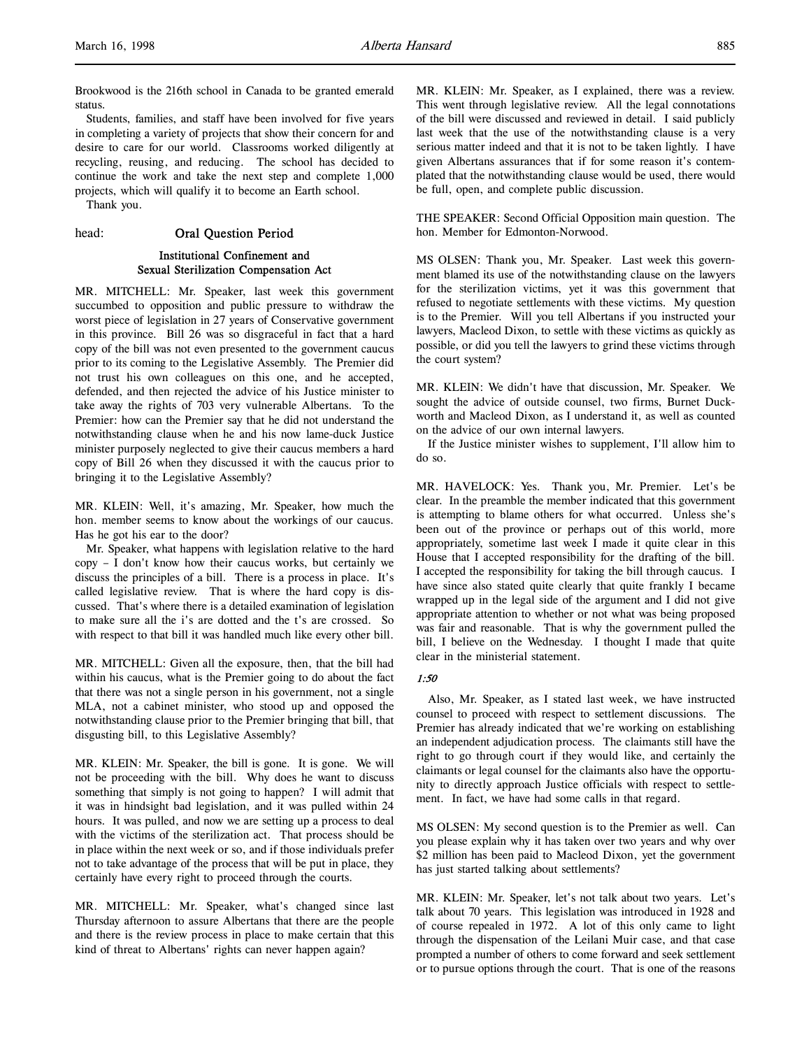Brookwood is the 216th school in Canada to be granted emerald status.

Students, families, and staff have been involved for five years in completing a variety of projects that show their concern for and desire to care for our world. Classrooms worked diligently at recycling, reusing, and reducing. The school has decided to continue the work and take the next step and complete 1,000 projects, which will qualify it to become an Earth school.

Thank you.

head: **Oral Question Period**

### Institutional Confinement and Sexual Sterilization Compensation Act

MR. MITCHELL: Mr. Speaker, last week this government succumbed to opposition and public pressure to withdraw the worst piece of legislation in 27 years of Conservative government in this province. Bill 26 was so disgraceful in fact that a hard copy of the bill was not even presented to the government caucus prior to its coming to the Legislative Assembly. The Premier did not trust his own colleagues on this one, and he accepted, defended, and then rejected the advice of his Justice minister to take away the rights of 703 very vulnerable Albertans. To the Premier: how can the Premier say that he did not understand the notwithstanding clause when he and his now lame-duck Justice minister purposely neglected to give their caucus members a hard copy of Bill 26 when they discussed it with the caucus prior to bringing it to the Legislative Assembly?

MR. KLEIN: Well, it's amazing, Mr. Speaker, how much the hon. member seems to know about the workings of our caucus. Has he got his ear to the door?

Mr. Speaker, what happens with legislation relative to the hard copy – I don't know how their caucus works, but certainly we discuss the principles of a bill. There is a process in place. It's called legislative review. That is where the hard copy is discussed. That's where there is a detailed examination of legislation to make sure all the i's are dotted and the t's are crossed. So with respect to that bill it was handled much like every other bill.

MR. MITCHELL: Given all the exposure, then, that the bill had within his caucus, what is the Premier going to do about the fact that there was not a single person in his government, not a single MLA, not a cabinet minister, who stood up and opposed the notwithstanding clause prior to the Premier bringing that bill, that disgusting bill, to this Legislative Assembly?

MR. KLEIN: Mr. Speaker, the bill is gone. It is gone. We will not be proceeding with the bill. Why does he want to discuss something that simply is not going to happen? I will admit that it was in hindsight bad legislation, and it was pulled within 24 hours. It was pulled, and now we are setting up a process to deal with the victims of the sterilization act. That process should be in place within the next week or so, and if those individuals prefer not to take advantage of the process that will be put in place, they certainly have every right to proceed through the courts.

MR. MITCHELL: Mr. Speaker, what's changed since last Thursday afternoon to assure Albertans that there are the people and there is the review process in place to make certain that this kind of threat to Albertans' rights can never happen again?

MR. KLEIN: Mr. Speaker, as I explained, there was a review. This went through legislative review. All the legal connotations of the bill were discussed and reviewed in detail. I said publicly last week that the use of the notwithstanding clause is a very serious matter indeed and that it is not to be taken lightly. I have given Albertans assurances that if for some reason it's contemplated that the notwithstanding clause would be used, there would be full, open, and complete public discussion.

THE SPEAKER: Second Official Opposition main question. The hon. Member for Edmonton-Norwood.

MS OLSEN: Thank you, Mr. Speaker. Last week this government blamed its use of the notwithstanding clause on the lawyers for the sterilization victims, yet it was this government that refused to negotiate settlements with these victims. My question is to the Premier. Will you tell Albertans if you instructed your lawyers, Macleod Dixon, to settle with these victims as quickly as possible, or did you tell the lawyers to grind these victims through the court system?

MR. KLEIN: We didn't have that discussion, Mr. Speaker. We sought the advice of outside counsel, two firms, Burnet Duckworth and Macleod Dixon, as I understand it, as well as counted on the advice of our own internal lawyers.

If the Justice minister wishes to supplement, I'll allow him to do so.

MR. HAVELOCK: Yes. Thank you, Mr. Premier. Let's be clear. In the preamble the member indicated that this government is attempting to blame others for what occurred. Unless she's been out of the province or perhaps out of this world, more appropriately, sometime last week I made it quite clear in this House that I accepted responsibility for the drafting of the bill. I accepted the responsibility for taking the bill through caucus. I have since also stated quite clearly that quite frankly I became wrapped up in the legal side of the argument and I did not give appropriate attention to whether or not what was being proposed was fair and reasonable. That is why the government pulled the bill, I believe on the Wednesday. I thought I made that quite clear in the ministerial statement.

*1:50*

Also, Mr. Speaker, as I stated last week, we have instructed counsel to proceed with respect to settlement discussions. The Premier has already indicated that we're working on establishing an independent adjudication process. The claimants still have the right to go through court if they would like, and certainly the claimants or legal counsel for the claimants also have the opportunity to directly approach Justice officials with respect to settlement. In fact, we have had some calls in that regard.

MS OLSEN: My second question is to the Premier as well. Can you please explain why it has taken over two years and why over $2 million has been paid to Macleod Dixon, yet the government has just started talking about settlements?

MR. KLEIN: Mr. Speaker, let's not talk about two years. Let's talk about 70 years. This legislation was introduced in 1928 and of course repealed in 1972. A lot of this only came to light through the dispensation of the Leilani Muir case, and that case prompted a number of others to come forward and seek settlement or to pursue options through the court. That is one of the reasons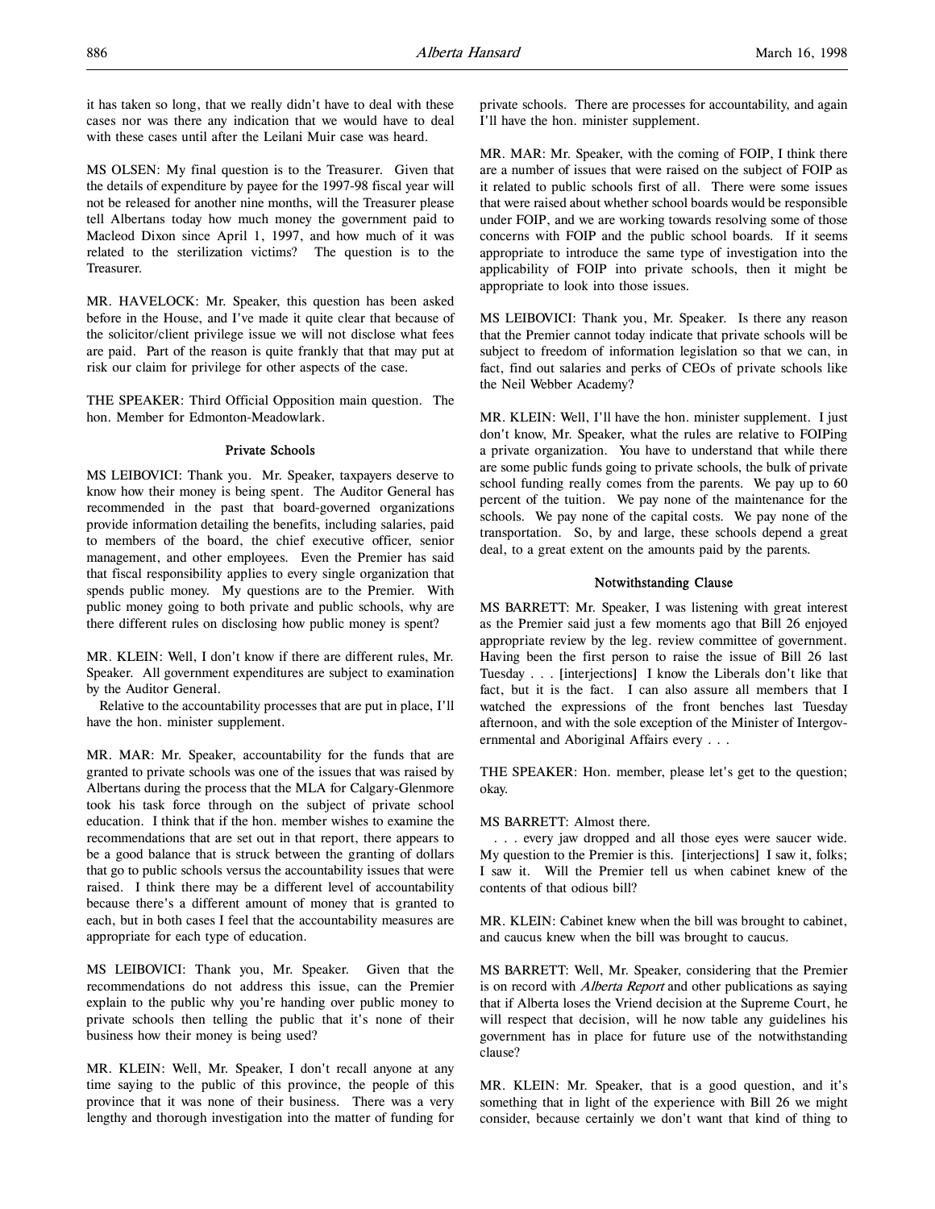it has taken so long, that we really didn't have to deal with these cases nor was there any indication that we would have to deal with these cases until after the Leilani Muir case was heard.

MS OLSEN: My final question is to the Treasurer. Given that the details of expenditure by payee for the 1997-98 fiscal year will not be released for another nine months, will the Treasurer please tell Albertans today how much money the government paid to Macleod Dixon since April 1, 1997, and how much of it was related to the sterilization victims? The question is to the Treasurer.

MR. HAVELOCK: Mr. Speaker, this question has been asked before in the House, and I've made it quite clear that because of the solicitor/client privilege issue we will not disclose what fees are paid. Part of the reason is quite frankly that that may put at risk our claim for privilege for other aspects of the case.

THE SPEAKER: Third Official Opposition main question. The hon. Member for Edmonton-Meadowlark.

### Private Schools

MS LEIBOVICI: Thank you. Mr. Speaker, taxpayers deserve to know how their money is being spent. The Auditor General has recommended in the past that board-governed organizations provide information detailing the benefits, including salaries, paid to members of the board, the chief executive officer, senior management, and other employees. Even the Premier has said that fiscal responsibility applies to every single organization that spends public money. My questions are to the Premier. With public money going to both private and public schools, why are there different rules on disclosing how public money is spent?

MR. KLEIN: Well, I don't know if there are different rules, Mr. Speaker. All government expenditures are subject to examination by the Auditor General.

Relative to the accountability processes that are put in place, I'll have the hon. minister supplement.

MR. MAR: Mr. Speaker, accountability for the funds that are granted to private schools was one of the issues that was raised by Albertans during the process that the MLA for Calgary-Glenmore took his task force through on the subject of private school education. I think that if the hon. member wishes to examine the recommendations that are set out in that report, there appears to be a good balance that is struck between the granting of dollars that go to public schools versus the accountability issues that were raised. I think there may be a different level of accountability because there's a different amount of money that is granted to each, but in both cases I feel that the accountability measures are appropriate for each type of education.

MS LEIBOVICI: Thank you, Mr. Speaker. Given that the recommendations do not address this issue, can the Premier explain to the public why you're handing over public money to private schools then telling the public that it's none of their business how their money is being used?

MR. KLEIN: Well, Mr. Speaker, I don't recall anyone at any time saying to the public of this province, the people of this province that it was none of their business. There was a very lengthy and thorough investigation into the matter of funding for private schools. There are processes for accountability, and again I'll have the hon. minister supplement.

MR. MAR: Mr. Speaker, with the coming of FOIP, I think there are a number of issues that were raised on the subject of FOIP as it related to public schools first of all. There were some issues that were raised about whether school boards would be responsible under FOIP, and we are working towards resolving some of those concerns with FOIP and the public school boards. If it seems appropriate to introduce the same type of investigation into the applicability of FOIP into private schools, then it might be appropriate to look into those issues.

MS LEIBOVICI: Thank you, Mr. Speaker. Is there any reason that the Premier cannot today indicate that private schools will be subject to freedom of information legislation so that we can, in fact, find out salaries and perks of CEOs of private schools like the Neil Webber Academy?

MR. KLEIN: Well, I'll have the hon. minister supplement. I just don't know, Mr. Speaker, what the rules are relative to FOIPing a private organization. You have to understand that while there are some public funds going to private schools, the bulk of private school funding really comes from the parents. We pay up to 60 percent of the tuition. We pay none of the maintenance for the schools. We pay none of the capital costs. We pay none of the transportation. So, by and large, these schools depend a great deal, to a great extent on the amounts paid by the parents.

### Notwithstanding Clause

MS BARRETT: Mr. Speaker, I was listening with great interest as the Premier said just a few moments ago that Bill 26 enjoyed appropriate review by the leg. review committee of government. Having been the first person to raise the issue of Bill 26 last Tuesday . . . [interjections] I know the Liberals don't like that fact, but it is the fact. I can also assure all members that I watched the expressions of the front benches last Tuesday afternoon, and with the sole exception of the Minister of Intergovernmental and Aboriginal Affairs every . . .

THE SPEAKER: Hon. member, please let's get to the question; okay.

MS BARRETT: Almost there.

. . . every jaw dropped and all those eyes were saucer wide. My question to the Premier is this. [interjections] I saw it, folks; I saw it. Will the Premier tell us when cabinet knew of the contents of that odious bill?

MR. KLEIN: Cabinet knew when the bill was brought to cabinet, and caucus knew when the bill was brought to caucus.

MS BARRETT: Well, Mr. Speaker, considering that the Premier is on record with *Alberta Report* and other publications as saying that if Alberta loses the Vriend decision at the Supreme Court, he will respect that decision, will he now table any guidelines his government has in place for future use of the notwithstanding clause?

MR. KLEIN: Mr. Speaker, that is a good question, and it's something that in light of the experience with Bill 26 we might consider, because certainly we don't want that kind of thing to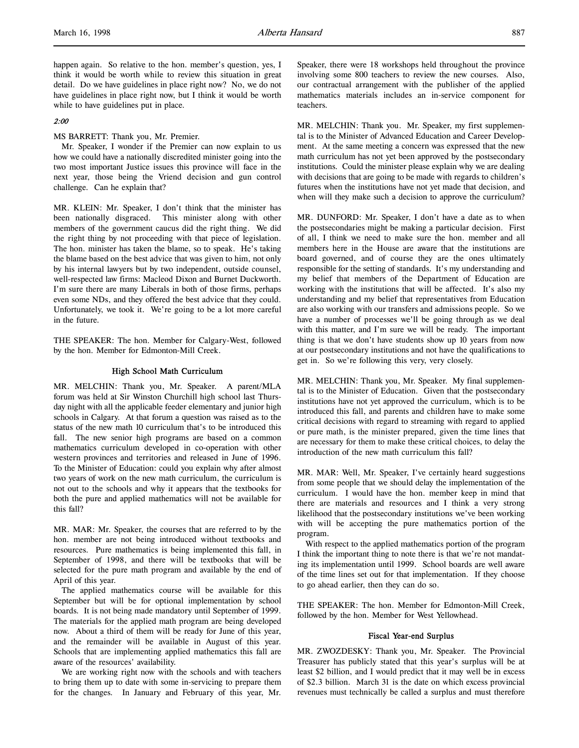happen again. So relative to the hon. member's question, yes, I think it would be worth while to review this situation in great detail. Do we have guidelines in place right now? No, we do not have guidelines in place right now, but I think it would be worth while to have guidelines put in place.

*2:00*

MS BARRETT: Thank you, Mr. Premier.

Mr. Speaker, I wonder if the Premier can now explain to us how we could have a nationally discredited minister going into the two most important Justice issues this province will face in the next year, those being the Vriend decision and gun control challenge. Can he explain that?

MR. KLEIN: Mr. Speaker, I don't think that the minister has been nationally disgraced. This minister along with other members of the government caucus did the right thing. We did the right thing by not proceeding with that piece of legislation. The hon. minister has taken the blame, so to speak. He's taking the blame based on the best advice that was given to him, not only by his internal lawyers but by two independent, outside counsel, well-respected law firms: Macleod Dixon and Burnet Duckworth. I'm sure there are many Liberals in both of those firms, perhaps even some NDs, and they offered the best advice that they could. Unfortunately, we took it. We're going to be a lot more careful in the future.

THE SPEAKER: The hon. Member for Calgary-West, followed by the hon. Member for Edmonton-Mill Creek.

### High School Math Curriculum

MR. MELCHIN: Thank you, Mr. Speaker. A parent/MLA forum was held at Sir Winston Churchill high school last Thursday night with all the applicable feeder elementary and junior high schools in Calgary. At that forum a question was raised as to the status of the new math 10 curriculum that's to be introduced this fall. The new senior high programs are based on a common mathematics curriculum developed in co-operation with other western provinces and territories and released in June of 1996. To the Minister of Education: could you explain why after almost two years of work on the new math curriculum, the curriculum is not out to the schools and why it appears that the textbooks for both the pure and applied mathematics will not be available for this fall?

MR. MAR: Mr. Speaker, the courses that are referred to by the hon. member are not being introduced without textbooks and resources. Pure mathematics is being implemented this fall, in September of 1998, and there will be textbooks that will be selected for the pure math program and available by the end of April of this year.

The applied mathematics course will be available for this September but will be for optional implementation by school boards. It is not being made mandatory until September of 1999. The materials for the applied math program are being developed now. About a third of them will be ready for June of this year, and the remainder will be available in August of this year. Schools that are implementing applied mathematics this fall are aware of the resources' availability.

We are working right now with the schools and with teachers to bring them up to date with some in-servicing to prepare them for the changes. In January and February of this year, Mr. Speaker, there were 18 workshops held throughout the province involving some 800 teachers to review the new courses. Also, our contractual arrangement with the publisher of the applied mathematics materials includes an in-service component for teachers.

MR. MELCHIN: Thank you. Mr. Speaker, my first supplemental is to the Minister of Advanced Education and Career Development. At the same meeting a concern was expressed that the new math curriculum has not yet been approved by the postsecondary institutions. Could the minister please explain why we are dealing with decisions that are going to be made with regards to children's futures when the institutions have not yet made that decision, and when will they make such a decision to approve the curriculum?

MR. DUNFORD: Mr. Speaker, I don't have a date as to when the postsecondaries might be making a particular decision. First of all, I think we need to make sure the hon. member and all members here in the House are aware that the institutions are board governed, and of course they are the ones ultimately responsible for the setting of standards. It's my understanding and my belief that members of the Department of Education are working with the institutions that will be affected. It's also my understanding and my belief that representatives from Education are also working with our transfers and admissions people. So we have a number of processes we'll be going through as we deal with this matter, and I'm sure we will be ready. The important thing is that we don't have students show up 10 years from now at our postsecondary institutions and not have the qualifications to get in. So we're following this very, very closely.

MR. MELCHIN: Thank you, Mr. Speaker. My final supplemental is to the Minister of Education. Given that the postsecondary institutions have not yet approved the curriculum, which is to be introduced this fall, and parents and children have to make some critical decisions with regard to streaming with regard to applied or pure math, is the minister prepared, given the time lines that are necessary for them to make these critical choices, to delay the introduction of the new math curriculum this fall?

MR. MAR: Well, Mr. Speaker, I've certainly heard suggestions from some people that we should delay the implementation of the curriculum. I would have the hon. member keep in mind that there are materials and resources and I think a very strong likelihood that the postsecondary institutions we've been working with will be accepting the pure mathematics portion of the program.

With respect to the applied mathematics portion of the program I think the important thing to note there is that we're not mandating its implementation until 1999. School boards are well aware of the time lines set out for that implementation. If they choose to go ahead earlier, then they can do so.

THE SPEAKER: The hon. Member for Edmonton-Mill Creek, followed by the hon. Member for West Yellowhead.

### Fiscal Year-end Surplus

MR. ZWOZDESKY: Thank you, Mr. Speaker. The Provincial Treasurer has publicly stated that this year's surplus will be at least $2 billion, and I would predict that it may well be in excess of $2.3 billion. March 31 is the date on which excess provincial revenues must technically be called a surplus and must therefore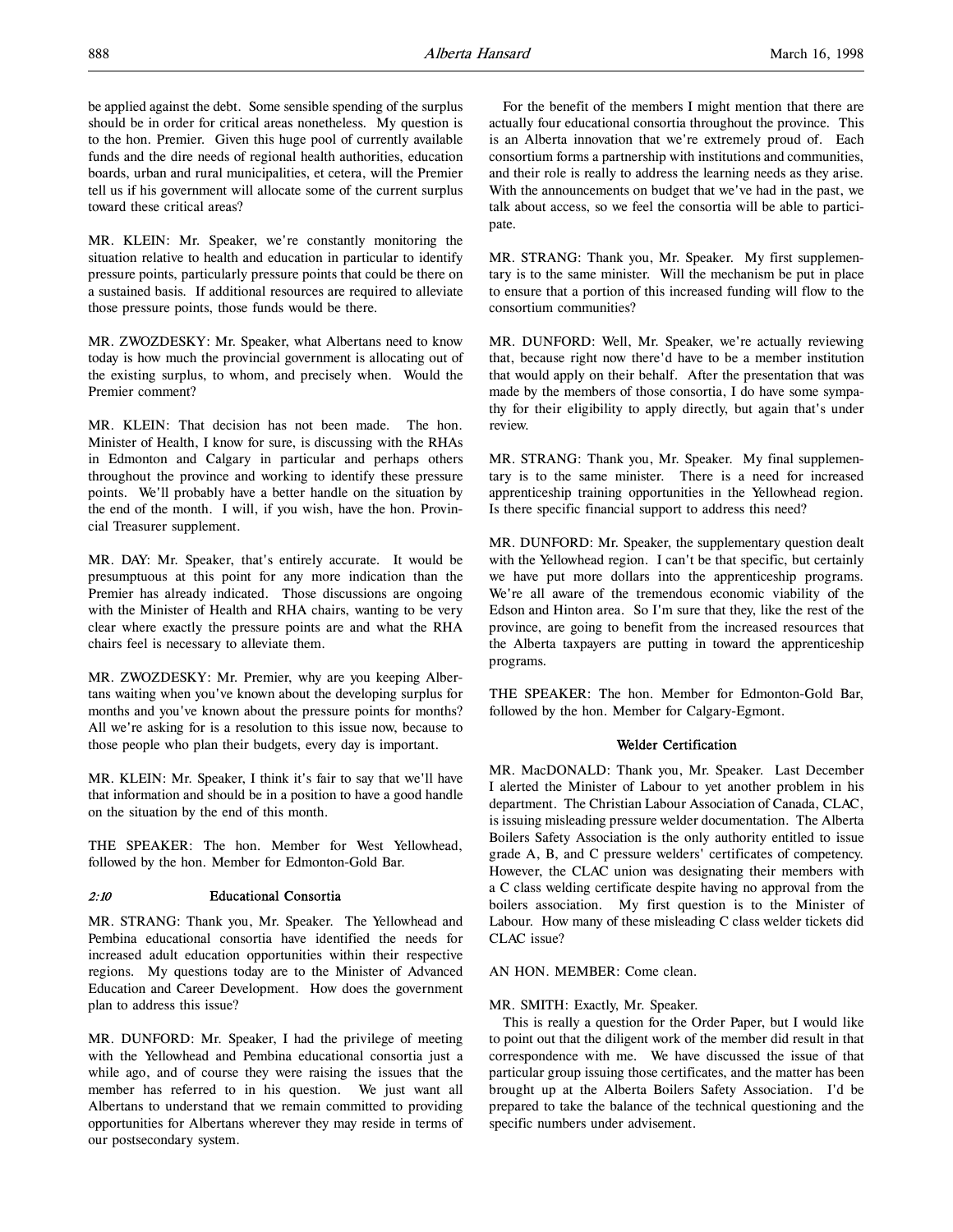be applied against the debt. Some sensible spending of the surplus should be in order for critical areas nonetheless. My question is to the hon. Premier. Given this huge pool of currently available funds and the dire needs of regional health authorities, education boards, urban and rural municipalities, et cetera, will the Premier tell us if his government will allocate some of the current surplus toward these critical areas?

MR. KLEIN: Mr. Speaker, we're constantly monitoring the situation relative to health and education in particular to identify pressure points, particularly pressure points that could be there on a sustained basis. If additional resources are required to alleviate those pressure points, those funds would be there.

MR. ZWOZDESKY: Mr. Speaker, what Albertans need to know today is how much the provincial government is allocating out of the existing surplus, to whom, and precisely when. Would the Premier comment?

MR. KLEIN: That decision has not been made. The hon. Minister of Health, I know for sure, is discussing with the RHAs in Edmonton and Calgary in particular and perhaps others throughout the province and working to identify these pressure points. We'll probably have a better handle on the situation by the end of the month. I will, if you wish, have the hon. Provincial Treasurer supplement.

MR. DAY: Mr. Speaker, that's entirely accurate. It would be presumptuous at this point for any more indication than the Premier has already indicated. Those discussions are ongoing with the Minister of Health and RHA chairs, wanting to be very clear where exactly the pressure points are and what the RHA chairs feel is necessary to alleviate them.

MR. ZWOZDESKY: Mr. Premier, why are you keeping Albertans waiting when you've known about the developing surplus for months and you've known about the pressure points for months? All we're asking for is a resolution to this issue now, because to those people who plan their budgets, every day is important.

MR. KLEIN: Mr. Speaker, I think it's fair to say that we'll have that information and should be in a position to have a good handle on the situation by the end of this month.

THE SPEAKER: The hon. Member for West Yellowhead, followed by the hon. Member for Edmonton-Gold Bar.

### *2:10* Educational Consortia

MR. STRANG: Thank you, Mr. Speaker. The Yellowhead and Pembina educational consortia have identified the needs for increased adult education opportunities within their respective regions. My questions today are to the Minister of Advanced Education and Career Development. How does the government plan to address this issue?

MR. DUNFORD: Mr. Speaker, I had the privilege of meeting with the Yellowhead and Pembina educational consortia just a while ago, and of course they were raising the issues that the member has referred to in his question. We just want all Albertans to understand that we remain committed to providing opportunities for Albertans wherever they may reside in terms of our postsecondary system.

For the benefit of the members I might mention that there are actually four educational consortia throughout the province. This is an Alberta innovation that we're extremely proud of. Each consortium forms a partnership with institutions and communities, and their role is really to address the learning needs as they arise. With the announcements on budget that we've had in the past, we talk about access, so we feel the consortia will be able to participate.

MR. STRANG: Thank you, Mr. Speaker. My first supplementary is to the same minister. Will the mechanism be put in place to ensure that a portion of this increased funding will flow to the consortium communities?

MR. DUNFORD: Well, Mr. Speaker, we're actually reviewing that, because right now there'd have to be a member institution that would apply on their behalf. After the presentation that was made by the members of those consortia, I do have some sympathy for their eligibility to apply directly, but again that's under review.

MR. STRANG: Thank you, Mr. Speaker. My final supplementary is to the same minister. There is a need for increased apprenticeship training opportunities in the Yellowhead region. Is there specific financial support to address this need?

MR. DUNFORD: Mr. Speaker, the supplementary question dealt with the Yellowhead region. I can't be that specific, but certainly we have put more dollars into the apprenticeship programs. We're all aware of the tremendous economic viability of the Edson and Hinton area. So I'm sure that they, like the rest of the province, are going to benefit from the increased resources that the Alberta taxpayers are putting in toward the apprenticeship programs.

THE SPEAKER: The hon. Member for Edmonton-Gold Bar, followed by the hon. Member for Calgary-Egmont.

### Welder Certification

MR. MacDONALD: Thank you, Mr. Speaker. Last December I alerted the Minister of Labour to yet another problem in his department. The Christian Labour Association of Canada, CLAC, is issuing misleading pressure welder documentation. The Alberta Boilers Safety Association is the only authority entitled to issue grade A, B, and C pressure welders' certificates of competency. However, the CLAC union was designating their members with a C class welding certificate despite having no approval from the boilers association. My first question is to the Minister of Labour. How many of these misleading C class welder tickets did CLAC issue?

AN HON. MEMBER: Come clean.

MR. SMITH: Exactly, Mr. Speaker.

This is really a question for the Order Paper, but I would like to point out that the diligent work of the member did result in that correspondence with me. We have discussed the issue of that particular group issuing those certificates, and the matter has been brought up at the Alberta Boilers Safety Association. I'd be prepared to take the balance of the technical questioning and the specific numbers under advisement.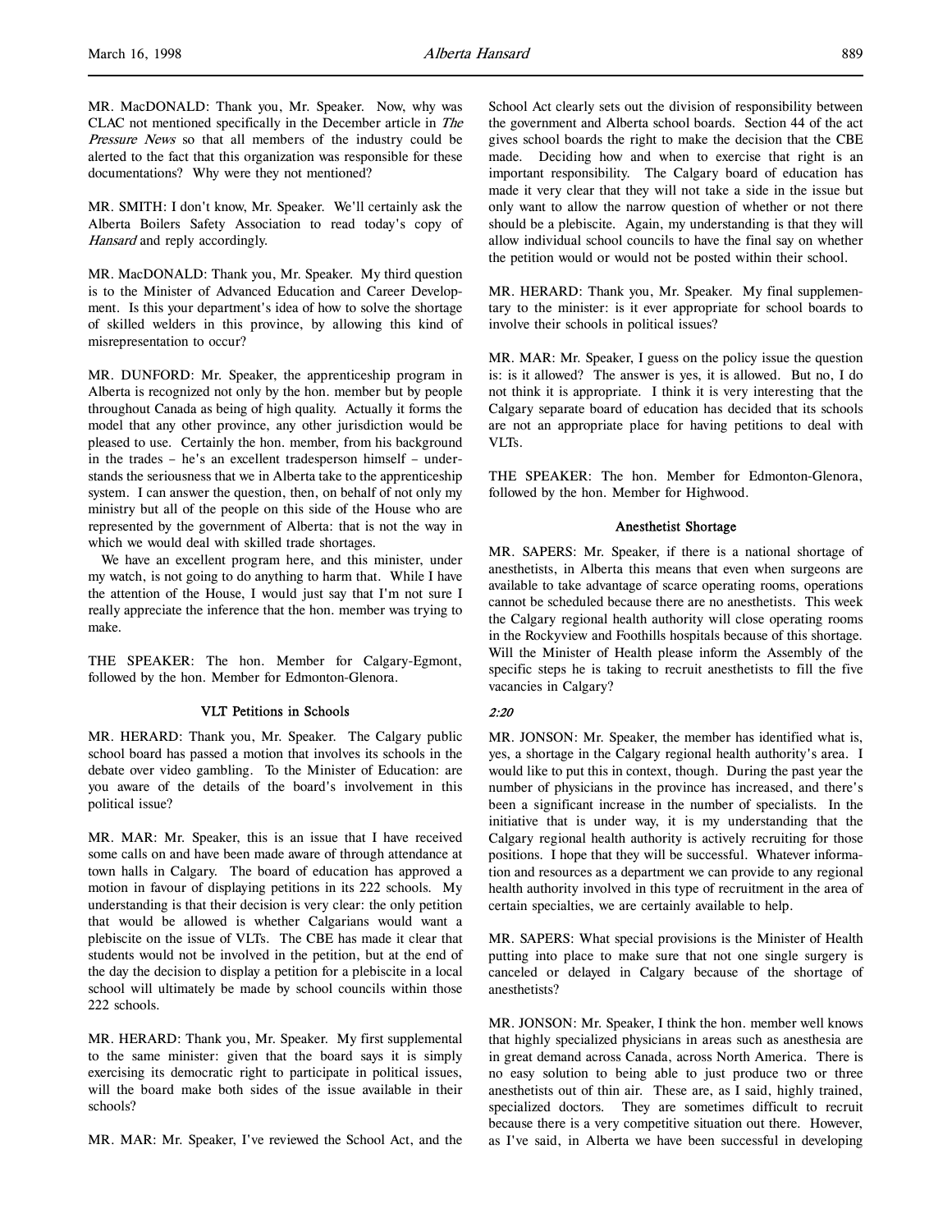MR. MacDONALD: Thank you, Mr. Speaker. Now, why was CLAC not mentioned specifically in the December article in *The Pressure News* so that all members of the industry could be alerted to the fact that this organization was responsible for these documentations? Why were they not mentioned?

MR. SMITH: I don't know, Mr. Speaker. We'll certainly ask the Alberta Boilers Safety Association to read today's copy of *Hansard* and reply accordingly.

MR. MacDONALD: Thank you, Mr. Speaker. My third question is to the Minister of Advanced Education and Career Development. Is this your department's idea of how to solve the shortage of skilled welders in this province, by allowing this kind of misrepresentation to occur?

MR. DUNFORD: Mr. Speaker, the apprenticeship program in Alberta is recognized not only by the hon. member but by people throughout Canada as being of high quality. Actually it forms the model that any other province, any other jurisdiction would be pleased to use. Certainly the hon. member, from his background in the trades – he's an excellent tradesperson himself – understands the seriousness that we in Alberta take to the apprenticeship system. I can answer the question, then, on behalf of not only my ministry but all of the people on this side of the House who are represented by the government of Alberta: that is not the way in which we would deal with skilled trade shortages.

We have an excellent program here, and this minister, under my watch, is not going to do anything to harm that. While I have the attention of the House, I would just say that I'm not sure I really appreciate the inference that the hon. member was trying to make.

THE SPEAKER: The hon. Member for Calgary-Egmont, followed by the hon. Member for Edmonton-Glenora.

### VLT Petitions in Schools

MR. HERARD: Thank you, Mr. Speaker. The Calgary public school board has passed a motion that involves its schools in the debate over video gambling. To the Minister of Education: are you aware of the details of the board's involvement in this political issue?

MR. MAR: Mr. Speaker, this is an issue that I have received some calls on and have been made aware of through attendance at town halls in Calgary. The board of education has approved a motion in favour of displaying petitions in its 222 schools. My understanding is that their decision is very clear: the only petition that would be allowed is whether Calgarians would want a plebiscite on the issue of VLTs. The CBE has made it clear that students would not be involved in the petition, but at the end of the day the decision to display a petition for a plebiscite in a local school will ultimately be made by school councils within those 222 schools.

MR. HERARD: Thank you, Mr. Speaker. My first supplemental to the same minister: given that the board says it is simply exercising its democratic right to participate in political issues, will the board make both sides of the issue available in their schools?

MR. MAR: Mr. Speaker, I've reviewed the School Act, and the School Act clearly sets out the division of responsibility between the government and Alberta school boards. Section 44 of the act gives school boards the right to make the decision that the CBE made. Deciding how and when to exercise that right is an important responsibility. The Calgary board of education has made it very clear that they will not take a side in the issue but only want to allow the narrow question of whether or not there should be a plebiscite. Again, my understanding is that they will allow individual school councils to have the final say on whether the petition would or would not be posted within their school.

MR. HERARD: Thank you, Mr. Speaker. My final supplementary to the minister: is it ever appropriate for school boards to involve their schools in political issues?

MR. MAR: Mr. Speaker, I guess on the policy issue the question is: is it allowed? The answer is yes, it is allowed. But no, I do not think it is appropriate. I think it is very interesting that the Calgary separate board of education has decided that its schools are not an appropriate place for having petitions to deal with VLTs.

THE SPEAKER: The hon. Member for Edmonton-Glenora, followed by the hon. Member for Highwood.

### Anesthetist Shortage

MR. SAPERS: Mr. Speaker, if there is a national shortage of anesthetists, in Alberta this means that even when surgeons are available to take advantage of scarce operating rooms, operations cannot be scheduled because there are no anesthetists. This week the Calgary regional health authority will close operating rooms in the Rockyview and Foothills hospitals because of this shortage. Will the Minister of Health please inform the Assembly of the specific steps he is taking to recruit anesthetists to fill the five vacancies in Calgary?

*2:20*

MR. JONSON: Mr. Speaker, the member has identified what is, yes, a shortage in the Calgary regional health authority's area. I would like to put this in context, though. During the past year the number of physicians in the province has increased, and there's been a significant increase in the number of specialists. In the initiative that is under way, it is my understanding that the Calgary regional health authority is actively recruiting for those positions. I hope that they will be successful. Whatever information and resources as a department we can provide to any regional health authority involved in this type of recruitment in the area of certain specialties, we are certainly available to help.

MR. SAPERS: What special provisions is the Minister of Health putting into place to make sure that not one single surgery is canceled or delayed in Calgary because of the shortage of anesthetists?

MR. JONSON: Mr. Speaker, I think the hon. member well knows that highly specialized physicians in areas such as anesthesia are in great demand across Canada, across North America. There is no easy solution to being able to just produce two or three anesthetists out of thin air. These are, as I said, highly trained, specialized doctors. They are sometimes difficult to recruit because there is a very competitive situation out there. However, as I've said, in Alberta we have been successful in developing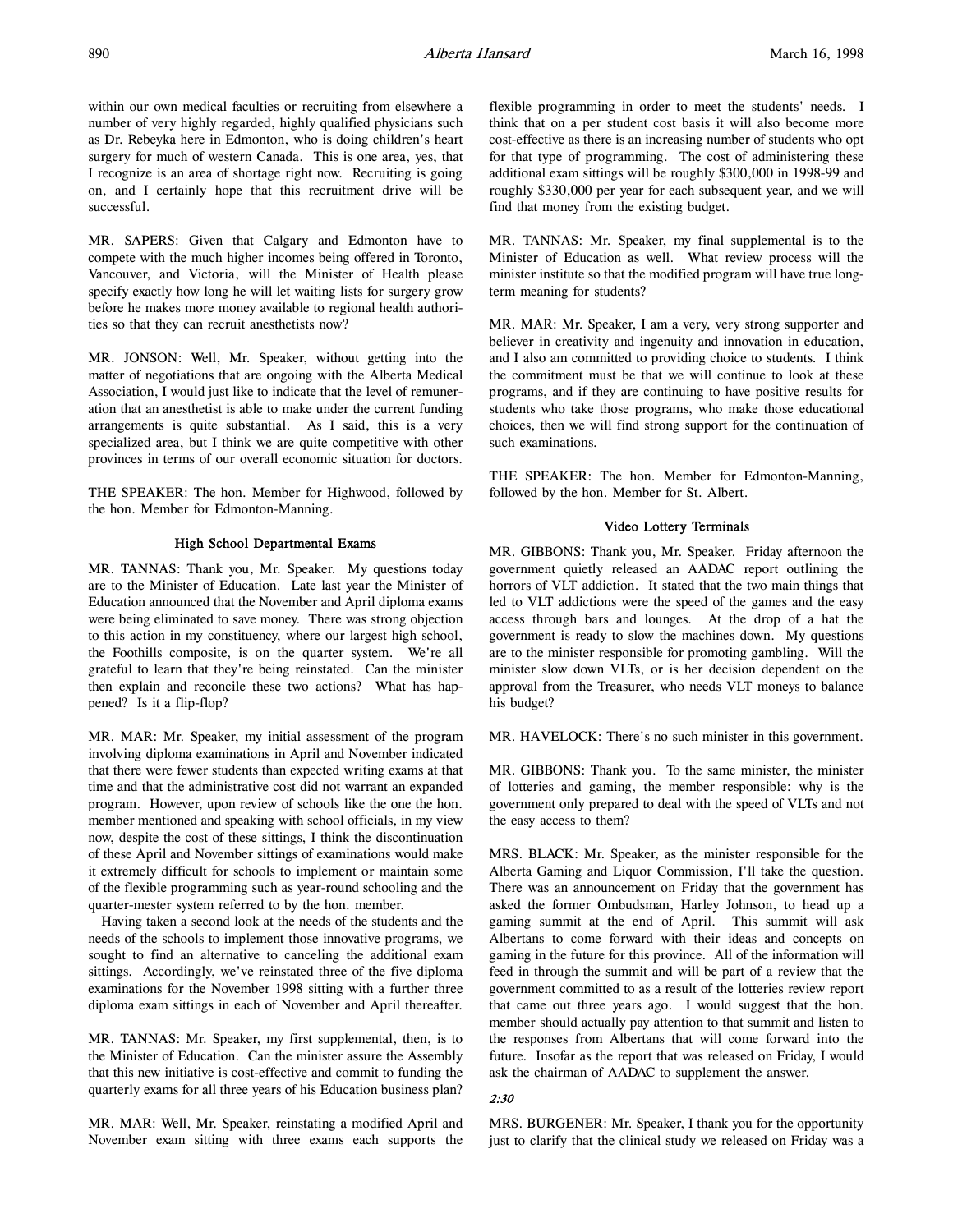within our own medical faculties or recruiting from elsewhere a number of very highly regarded, highly qualified physicians such as Dr. Rebeyka here in Edmonton, who is doing children's heart surgery for much of western Canada. This is one area, yes, that I recognize is an area of shortage right now. Recruiting is going on, and I certainly hope that this recruitment drive will be successful.

MR. SAPERS: Given that Calgary and Edmonton have to compete with the much higher incomes being offered in Toronto, Vancouver, and Victoria, will the Minister of Health please specify exactly how long he will let waiting lists for surgery grow before he makes more money available to regional health authorities so that they can recruit anesthetists now?

MR. JONSON: Well, Mr. Speaker, without getting into the matter of negotiations that are ongoing with the Alberta Medical Association, I would just like to indicate that the level of remuneration that an anesthetist is able to make under the current funding arrangements is quite substantial. As I said, this is a very specialized area, but I think we are quite competitive with other provinces in terms of our overall economic situation for doctors.

THE SPEAKER: The hon. Member for Highwood, followed by the hon. Member for Edmonton-Manning.

### High School Departmental Exams

MR. TANNAS: Thank you, Mr. Speaker. My questions today are to the Minister of Education. Late last year the Minister of Education announced that the November and April diploma exams were being eliminated to save money. There was strong objection to this action in my constituency, where our largest high school, the Foothills composite, is on the quarter system. We're all grateful to learn that they're being reinstated. Can the minister then explain and reconcile these two actions? What has happened? Is it a flip-flop?

MR. MAR: Mr. Speaker, my initial assessment of the program involving diploma examinations in April and November indicated that there were fewer students than expected writing exams at that time and that the administrative cost did not warrant an expanded program. However, upon review of schools like the one the hon. member mentioned and speaking with school officials, in my view now, despite the cost of these sittings, I think the discontinuation of these April and November sittings of examinations would make it extremely difficult for schools to implement or maintain some of the flexible programming such as year-round schooling and the quarter-mester system referred to by the hon. member.

Having taken a second look at the needs of the students and the needs of the schools to implement those innovative programs, we sought to find an alternative to canceling the additional exam sittings. Accordingly, we've reinstated three of the five diploma examinations for the November 1998 sitting with a further three diploma exam sittings in each of November and April thereafter.

MR. TANNAS: Mr. Speaker, my first supplemental, then, is to the Minister of Education. Can the minister assure the Assembly that this new initiative is cost-effective and commit to funding the quarterly exams for all three years of his Education business plan?

MR. MAR: Well, Mr. Speaker, reinstating a modified April and November exam sitting with three exams each supports the flexible programming in order to meet the students' needs. I think that on a per student cost basis it will also become more cost-effective as there is an increasing number of students who opt for that type of programming. The cost of administering these additional exam sittings will be roughly $300,000 in 1998-99 and roughly $330,000 per year for each subsequent year, and we will find that money from the existing budget.

MR. TANNAS: Mr. Speaker, my final supplemental is to the Minister of Education as well. What review process will the minister institute so that the modified program will have true long-term meaning for students?

MR. MAR: Mr. Speaker, I am a very, very strong supporter and believer in creativity and ingenuity and innovation in education, and I also am committed to providing choice to students. I think the commitment must be that we will continue to look at these programs, and if they are continuing to have positive results for students who take those programs, who make those educational choices, then we will find strong support for the continuation of such examinations.

THE SPEAKER: The hon. Member for Edmonton-Manning, followed by the hon. Member for St. Albert.

### Video Lottery Terminals

MR. GIBBONS: Thank you, Mr. Speaker. Friday afternoon the government quietly released an AADAC report outlining the horrors of VLT addiction. It stated that the two main things that led to VLT addictions were the speed of the games and the easy access through bars and lounges. At the drop of a hat the government is ready to slow the machines down. My questions are to the minister responsible for promoting gambling. Will the minister slow down VLTs, or is her decision dependent on the approval from the Treasurer, who needs VLT moneys to balance his budget?

MR. HAVELOCK: There's no such minister in this government.

MR. GIBBONS: Thank you. To the same minister, the minister of lotteries and gaming, the member responsible: why is the government only prepared to deal with the speed of VLTs and not the easy access to them?

MRS. BLACK: Mr. Speaker, as the minister responsible for the Alberta Gaming and Liquor Commission, I'll take the question. There was an announcement on Friday that the government has asked the former Ombudsman, Harley Johnson, to head up a gaming summit at the end of April. This summit will ask Albertans to come forward with their ideas and concepts on gaming in the future for this province. All of the information will feed in through the summit and will be part of a review that the government committed to as a result of the lotteries review report that came out three years ago. I would suggest that the hon. member should actually pay attention to that summit and listen to the responses from Albertans that will come forward into the future. Insofar as the report that was released on Friday, I would ask the chairman of AADAC to supplement the answer.

*2:30*

MRS. BURGENER: Mr. Speaker, I thank you for the opportunity just to clarify that the clinical study we released on Friday was a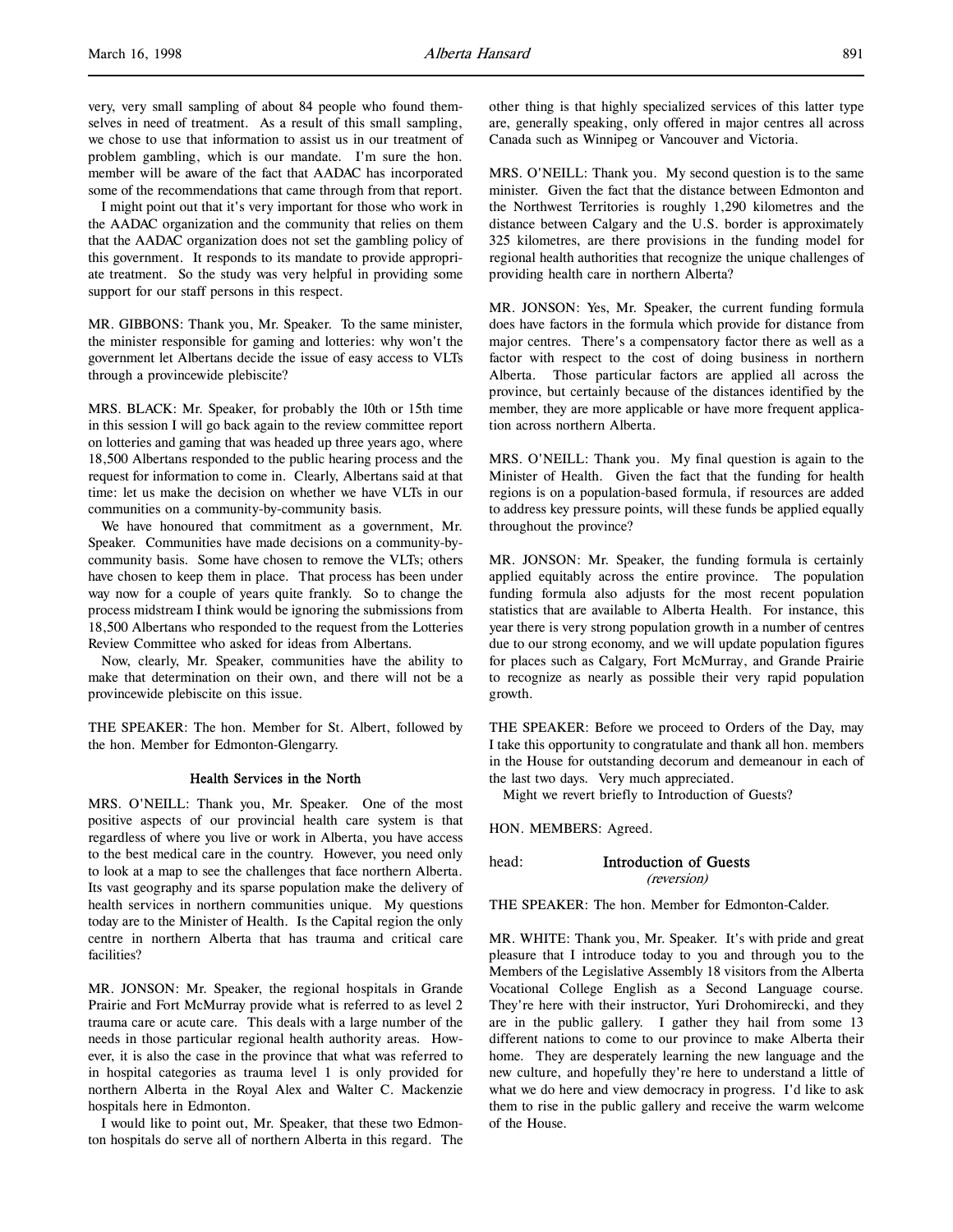very, very small sampling of about 84 people who found themselves in need of treatment. As a result of this small sampling, we chose to use that information to assist us in our treatment of problem gambling, which is our mandate. I'm sure the hon. member will be aware of the fact that AADAC has incorporated some of the recommendations that came through from that report.

I might point out that it's very important for those who work in the AADAC organization and the community that relies on them that the AADAC organization does not set the gambling policy of this government. It responds to its mandate to provide appropriate treatment. So the study was very helpful in providing some support for our staff persons in this respect.

MR. GIBBONS: Thank you, Mr. Speaker. To the same minister, the minister responsible for gaming and lotteries: why won't the government let Albertans decide the issue of easy access to VLTs through a provincewide plebiscite?

MRS. BLACK: Mr. Speaker, for probably the 10th or 15th time in this session I will go back again to the review committee report on lotteries and gaming that was headed up three years ago, where 18,500 Albertans responded to the public hearing process and the request for information to come in. Clearly, Albertans said at that time: let us make the decision on whether we have VLTs in our communities on a community-by-community basis.

We have honoured that commitment as a government, Mr. Speaker. Communities have made decisions on a community-by-community basis. Some have chosen to remove the VLTs; others have chosen to keep them in place. That process has been under way now for a couple of years quite frankly. So to change the process midstream I think would be ignoring the submissions from 18,500 Albertans who responded to the request from the Lotteries Review Committee who asked for ideas from Albertans.

Now, clearly, Mr. Speaker, communities have the ability to make that determination on their own, and there will not be a provincewide plebiscite on this issue.

THE SPEAKER: The hon. Member for St. Albert, followed by the hon. Member for Edmonton-Glengarry.

### Health Services in the North

MRS. O'NEILL: Thank you, Mr. Speaker. One of the most positive aspects of our provincial health care system is that regardless of where you live or work in Alberta, you have access to the best medical care in the country. However, you need only to look at a map to see the challenges that face northern Alberta. Its vast geography and its sparse population make the delivery of health services in northern communities unique. My questions today are to the Minister of Health. Is the Capital region the only centre in northern Alberta that has trauma and critical care facilities?

MR. JONSON: Mr. Speaker, the regional hospitals in Grande Prairie and Fort McMurray provide what is referred to as level 2 trauma care or acute care. This deals with a large number of the needs in those particular regional health authority areas. However, it is also the case in the province that what was referred to in hospital categories as trauma level 1 is only provided for northern Alberta in the Royal Alex and Walter C. Mackenzie hospitals here in Edmonton.

I would like to point out, Mr. Speaker, that these two Edmonton hospitals do serve all of northern Alberta in this regard. The other thing is that highly specialized services of this latter type are, generally speaking, only offered in major centres all across Canada such as Winnipeg or Vancouver and Victoria.

MRS. O'NEILL: Thank you. My second question is to the same minister. Given the fact that the distance between Edmonton and the Northwest Territories is roughly 1,290 kilometres and the distance between Calgary and the U.S. border is approximately 325 kilometres, are there provisions in the funding model for regional health authorities that recognize the unique challenges of providing health care in northern Alberta?

MR. JONSON: Yes, Mr. Speaker, the current funding formula does have factors in the formula which provide for distance from major centres. There's a compensatory factor there as well as a factor with respect to the cost of doing business in northern Alberta. Those particular factors are applied all across the province, but certainly because of the distances identified by the member, they are more applicable or have more frequent application across northern Alberta.

MRS. O'NEILL: Thank you. My final question is again to the Minister of Health. Given the fact that the funding for health regions is on a population-based formula, if resources are added to address key pressure points, will these funds be applied equally throughout the province?

MR. JONSON: Mr. Speaker, the funding formula is certainly applied equitably across the entire province. The population funding formula also adjusts for the most recent population statistics that are available to Alberta Health. For instance, this year there is very strong population growth in a number of centres due to our strong economy, and we will update population figures for places such as Calgary, Fort McMurray, and Grande Prairie to recognize as nearly as possible their very rapid population growth.

THE SPEAKER: Before we proceed to Orders of the Day, may I take this opportunity to congratulate and thank all hon. members in the House for outstanding decorum and demeanour in each of the last two days. Very much appreciated.

Might we revert briefly to Introduction of Guests?

HON. MEMBERS: Agreed.

head: **Introduction of Guests**
*(reversion)*

THE SPEAKER: The hon. Member for Edmonton-Calder.

MR. WHITE: Thank you, Mr. Speaker. It's with pride and great pleasure that I introduce today to you and through you to the Members of the Legislative Assembly 18 visitors from the Alberta Vocational College English as a Second Language course. They're here with their instructor, Yuri Drohomirecki, and they are in the public gallery. I gather they hail from some 13 different nations to come to our province to make Alberta their home. They are desperately learning the new language and the new culture, and hopefully they're here to understand a little of what we do here and view democracy in progress. I'd like to ask them to rise in the public gallery and receive the warm welcome of the House.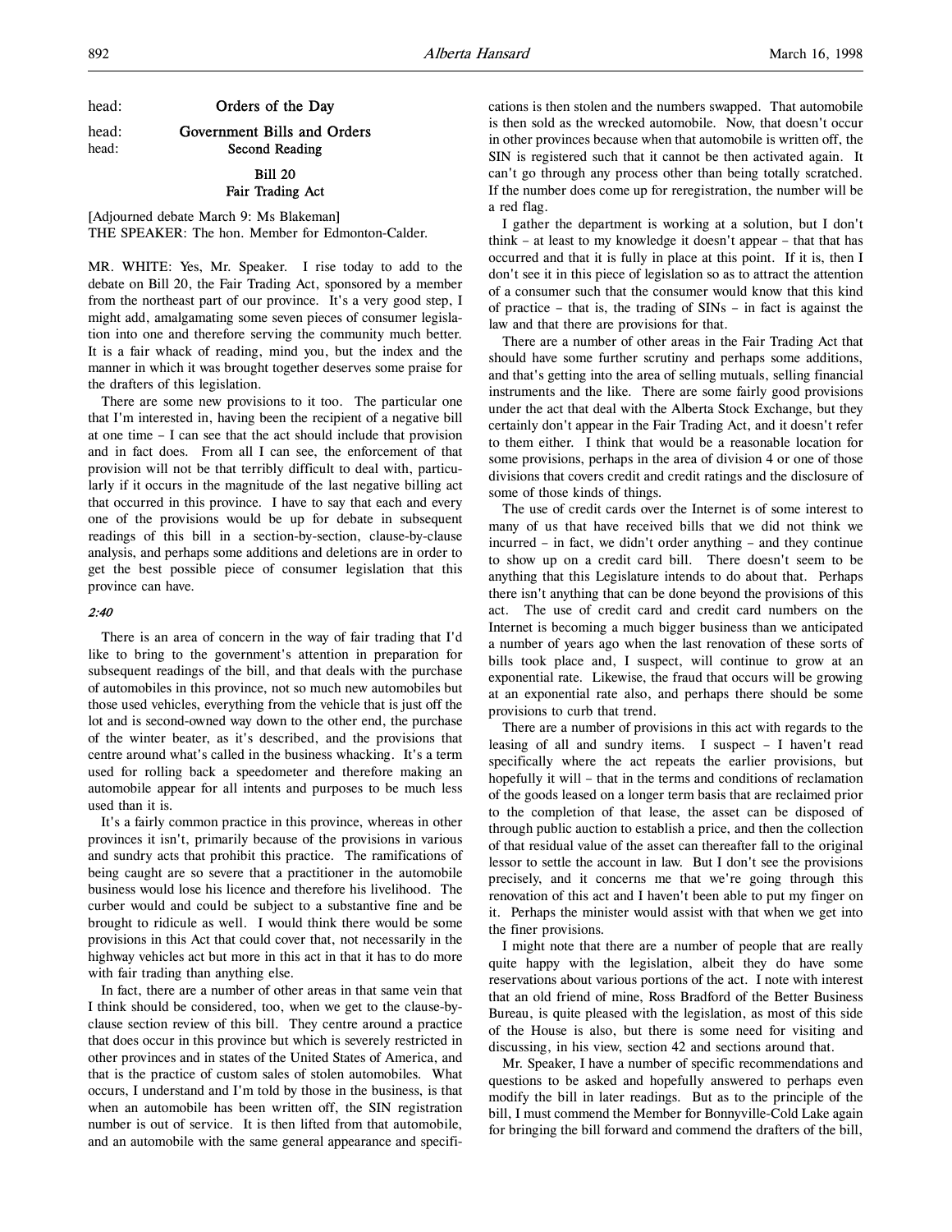head: **Orders of the Day**

head: **Government Bills and Orders**

head: **Second Reading**

**Bill 20**
**Fair Trading Act**

[Adjourned debate March 9: Ms Blakeman]
THE SPEAKER: The hon. Member for Edmonton-Calder.

MR. WHITE: Yes, Mr. Speaker. I rise today to add to the debate on Bill 20, the Fair Trading Act, sponsored by a member from the northeast part of our province. It's a very good step, I might add, amalgamating some seven pieces of consumer legislation into one and therefore serving the community much better. It is a fair whack of reading, mind you, but the index and the manner in which it was brought together deserves some praise for the drafters of this legislation.

There are some new provisions to it too. The particular one that I'm interested in, having been the recipient of a negative bill at one time – I can see that the act should include that provision and in fact does. From all I can see, the enforcement of that provision will not be that terribly difficult to deal with, particularly if it occurs in the magnitude of the last negative billing act that occurred in this province. I have to say that each and every one of the provisions would be up for debate in subsequent readings of this bill in a section-by-section, clause-by-clause analysis, and perhaps some additions and deletions are in order to get the best possible piece of consumer legislation that this province can have.

*2:40*

There is an area of concern in the way of fair trading that I'd like to bring to the government's attention in preparation for subsequent readings of the bill, and that deals with the purchase of automobiles in this province, not so much new automobiles but those used vehicles, everything from the vehicle that is just off the lot and is second-owned way down to the other end, the purchase of the winter beater, as it's described, and the provisions that centre around what's called in the business whacking. It's a term used for rolling back a speedometer and therefore making an automobile appear for all intents and purposes to be much less used than it is.

It's a fairly common practice in this province, whereas in other provinces it isn't, primarily because of the provisions in various and sundry acts that prohibit this practice. The ramifications of being caught are so severe that a practitioner in the automobile business would lose his licence and therefore his livelihood. The curber would and could be subject to a substantive fine and be brought to ridicule as well. I would think there would be some provisions in this Act that could cover that, not necessarily in the highway vehicles act but more in this act in that it has to do more with fair trading than anything else.

In fact, there are a number of other areas in that same vein that I think should be considered, too, when we get to the clause-by-clause section review of this bill. They centre around a practice that does occur in this province but which is severely restricted in other provinces and in states of the United States of America, and that is the practice of custom sales of stolen automobiles. What occurs, I understand and I'm told by those in the business, is that when an automobile has been written off, the SIN registration number is out of service. It is then lifted from that automobile, and an automobile with the same general appearance and specifications is then stolen and the numbers swapped. That automobile is then sold as the wrecked automobile. Now, that doesn't occur in other provinces because when that automobile is written off, the SIN is registered such that it cannot be then activated again. It can't go through any process other than being totally scratched. If the number does come up for reregistration, the number will be a red flag.

I gather the department is working at a solution, but I don't think – at least to my knowledge it doesn't appear – that that has occurred and that it is fully in place at this point. If it is, then I don't see it in this piece of legislation so as to attract the attention of a consumer such that the consumer would know that this kind of practice – that is, the trading of SINs – in fact is against the law and that there are provisions for that.

There are a number of other areas in the Fair Trading Act that should have some further scrutiny and perhaps some additions, and that's getting into the area of selling mutuals, selling financial instruments and the like. There are some fairly good provisions under the act that deal with the Alberta Stock Exchange, but they certainly don't appear in the Fair Trading Act, and it doesn't refer to them either. I think that would be a reasonable location for some provisions, perhaps in the area of division 4 or one of those divisions that covers credit and credit ratings and the disclosure of some of those kinds of things.

The use of credit cards over the Internet is of some interest to many of us that have received bills that we did not think we incurred – in fact, we didn't order anything – and they continue to show up on a credit card bill. There doesn't seem to be anything that this Legislature intends to do about that. Perhaps there isn't anything that can be done beyond the provisions of this act. The use of credit card and credit card numbers on the Internet is becoming a much bigger business than we anticipated a number of years ago when the last renovation of these sorts of bills took place and, I suspect, will continue to grow at an exponential rate. Likewise, the fraud that occurs will be growing at an exponential rate also, and perhaps there should be some provisions to curb that trend.

There are a number of provisions in this act with regards to the leasing of all and sundry items. I suspect – I haven't read specifically where the act repeats the earlier provisions, but hopefully it will – that in the terms and conditions of reclamation of the goods leased on a longer term basis that are reclaimed prior to the completion of that lease, the asset can be disposed of through public auction to establish a price, and then the collection of that residual value of the asset can thereafter fall to the original lessor to settle the account in law. But I don't see the provisions precisely, and it concerns me that we're going through this renovation of this act and I haven't been able to put my finger on it. Perhaps the minister would assist with that when we get into the finer provisions.

I might note that there are a number of people that are really quite happy with the legislation, albeit they do have some reservations about various portions of the act. I note with interest that an old friend of mine, Ross Bradford of the Better Business Bureau, is quite pleased with the legislation, as most of this side of the House is also, but there is some need for visiting and discussing, in his view, section 42 and sections around that.

Mr. Speaker, I have a number of specific recommendations and questions to be asked and hopefully answered to perhaps even modify the bill in later readings. But as to the principle of the bill, I must commend the Member for Bonnyville-Cold Lake again for bringing the bill forward and commend the drafters of the bill,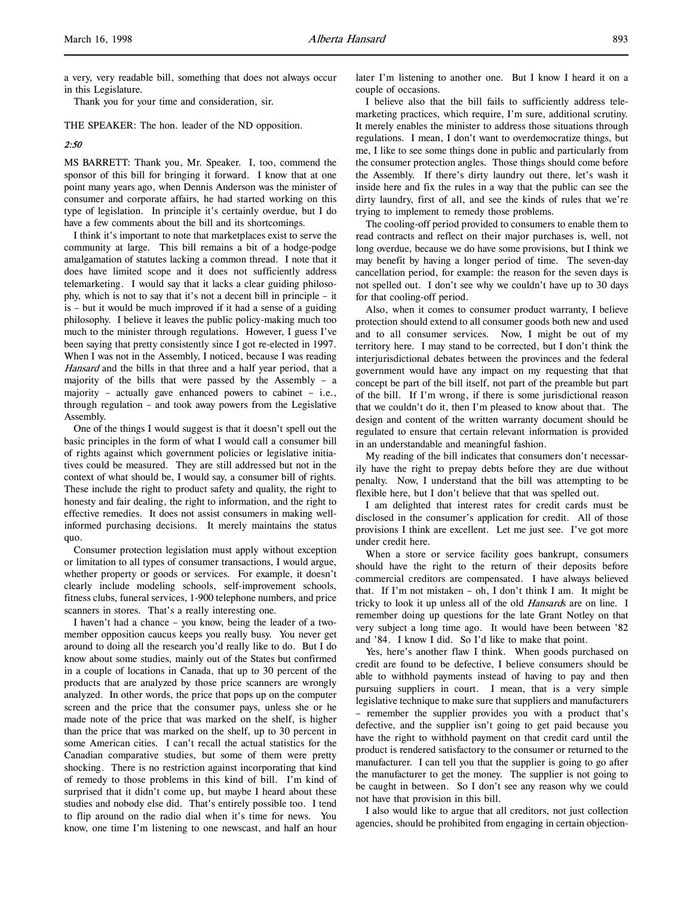a very, very readable bill, something that does not always occur in this Legislature.

Thank you for your time and consideration, sir.

THE SPEAKER: The hon. leader of the ND opposition.

*2:50*

MS BARRETT: Thank you, Mr. Speaker. I, too, commend the sponsor of this bill for bringing it forward. I know that at one point many years ago, when Dennis Anderson was the minister of consumer and corporate affairs, he had started working on this type of legislation. In principle it's certainly overdue, but I do have a few comments about the bill and its shortcomings.

I think it's important to note that marketplaces exist to serve the community at large. This bill remains a bit of a hodge-podge amalgamation of statutes lacking a common thread. I note that it does have limited scope and it does not sufficiently address telemarketing. I would say that it lacks a clear guiding philosophy, which is not to say that it's not a decent bill in principle – it is – but it would be much improved if it had a sense of a guiding philosophy. I believe it leaves the public policy-making much too much to the minister through regulations. However, I guess I've been saying that pretty consistently since I got re-elected in 1997. When I was not in the Assembly, I noticed, because I was reading *Hansard* and the bills in that three and a half year period, that a majority of the bills that were passed by the Assembly – a majority – actually gave enhanced powers to cabinet – i.e., through regulation – and took away powers from the Legislative Assembly.

One of the things I would suggest is that it doesn't spell out the basic principles in the form of what I would call a consumer bill of rights against which government policies or legislative initiatives could be measured. They are still addressed but not in the context of what should be, I would say, a consumer bill of rights. These include the right to product safety and quality, the right to honesty and fair dealing, the right to information, and the right to effective remedies. It does not assist consumers in making well-informed purchasing decisions. It merely maintains the status quo.

Consumer protection legislation must apply without exception or limitation to all types of consumer transactions, I would argue, whether property or goods or services. For example, it doesn't clearly include modeling schools, self-improvement schools, fitness clubs, funeral services, 1-900 telephone numbers, and price scanners in stores. That's a really interesting one.

I haven't had a chance – you know, being the leader of a two-member opposition caucus keeps you really busy. You never get around to doing all the research you'd really like to do. But I do know about some studies, mainly out of the States but confirmed in a couple of locations in Canada, that up to 30 percent of the products that are analyzed by those price scanners are wrongly analyzed. In other words, the price that pops up on the computer screen and the price that the consumer pays, unless she or he made note of the price that was marked on the shelf, is higher than the price that was marked on the shelf, up to 30 percent in some American cities. I can't recall the actual statistics for the Canadian comparative studies, but some of them were pretty shocking. There is no restriction against incorporating that kind of remedy to those problems in this kind of bill. I'm kind of surprised that it didn't come up, but maybe I heard about these studies and nobody else did. That's entirely possible too. I tend to flip around on the radio dial when it's time for news. You know, one time I'm listening to one newscast, and half an hour later I'm listening to another one. But I know I heard it on a couple of occasions.

I believe also that the bill fails to sufficiently address telemarketing practices, which require, I'm sure, additional scrutiny. It merely enables the minister to address those situations through regulations. I mean, I don't want to overdemocratize things, but me, I like to see some things done in public and particularly from the consumer protection angles. Those things should come before the Assembly. If there's dirty laundry out there, let's wash it inside here and fix the rules in a way that the public can see the dirty laundry, first of all, and see the kinds of rules that we're trying to implement to remedy those problems.

The cooling-off period provided to consumers to enable them to read contracts and reflect on their major purchases is, well, not long overdue, because we do have some provisions, but I think we may benefit by having a longer period of time. The seven-day cancellation period, for example: the reason for the seven days is not spelled out. I don't see why we couldn't have up to 30 days for that cooling-off period.

Also, when it comes to consumer product warranty, I believe protection should extend to all consumer goods both new and used and to all consumer services. Now, I might be out of my territory here. I may stand to be corrected, but I don't think the interjurisdictional debates between the provinces and the federal government would have any impact on my requesting that that concept be part of the bill itself, not part of the preamble but part of the bill. If I'm wrong, if there is some jurisdictional reason that we couldn't do it, then I'm pleased to know about that. The design and content of the written warranty document should be regulated to ensure that certain relevant information is provided in an understandable and meaningful fashion.

My reading of the bill indicates that consumers don't necessarily have the right to prepay debts before they are due without penalty. Now, I understand that the bill was attempting to be flexible here, but I don't believe that that was spelled out.

I am delighted that interest rates for credit cards must be disclosed in the consumer's application for credit. All of those provisions I think are excellent. Let me just see. I've got more under credit here.

When a store or service facility goes bankrupt, consumers should have the right to the return of their deposits before commercial creditors are compensated. I have always believed that. If I'm not mistaken – oh, I don't think I am. It might be tricky to look it up unless all of the old *Hansards* are on line. I remember doing up questions for the late Grant Notley on that very subject a long time ago. It would have been between '82 and '84. I know I did. So I'd like to make that point.

Yes, here's another flaw I think. When goods purchased on credit are found to be defective, I believe consumers should be able to withhold payments instead of having to pay and then pursuing suppliers in court. I mean, that is a very simple legislative technique to make sure that suppliers and manufacturers – remember the supplier provides you with a product that's defective, and the supplier isn't going to get paid because you have the right to withhold payment on that credit card until the product is rendered satisfactory to the consumer or returned to the manufacturer. I can tell you that the supplier is going to go after the manufacturer to get the money. The supplier is not going to be caught in between. So I don't see any reason why we could not have that provision in this bill.

I also would like to argue that all creditors, not just collection agencies, should be prohibited from engaging in certain objection-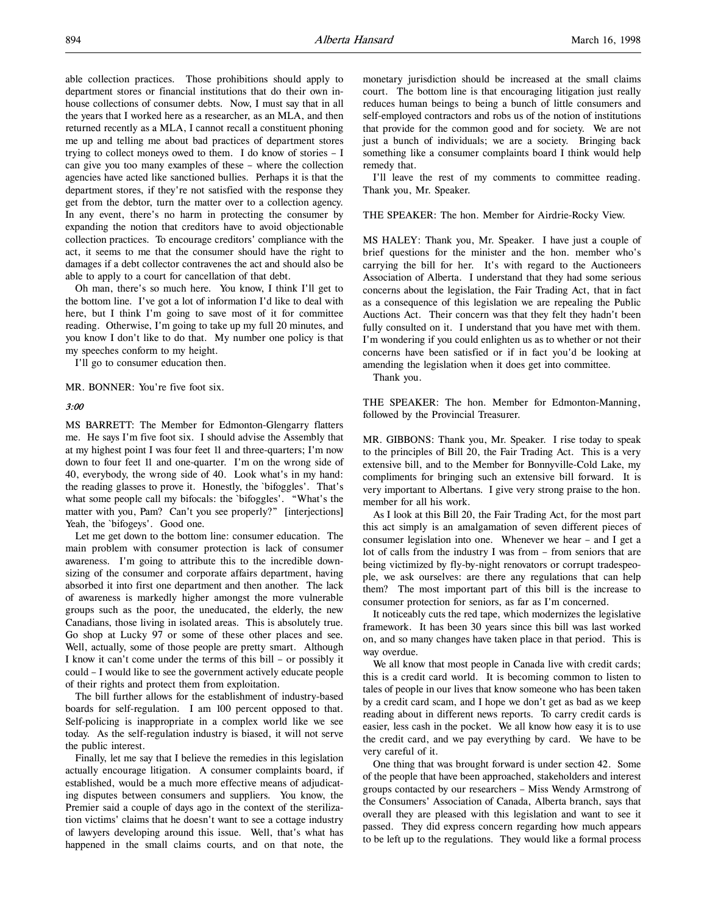able collection practices. Those prohibitions should apply to department stores or financial institutions that do their own in-house collections of consumer debts. Now, I must say that in all the years that I worked here as a researcher, as an MLA, and then returned recently as a MLA, I cannot recall a constituent phoning me up and telling me about bad practices of department stores trying to collect moneys owed to them. I do know of stories – I can give you too many examples of these – where the collection agencies have acted like sanctioned bullies. Perhaps it is that the department stores, if they're not satisfied with the response they get from the debtor, turn the matter over to a collection agency. In any event, there's no harm in protecting the consumer by expanding the notion that creditors have to avoid objectionable collection practices. To encourage creditors' compliance with the act, it seems to me that the consumer should have the right to damages if a debt collector contravenes the act and should also be able to apply to a court for cancellation of that debt.

Oh man, there's so much here. You know, I think I'll get to the bottom line. I've got a lot of information I'd like to deal with here, but I think I'm going to save most of it for committee reading. Otherwise, I'm going to take up my full 20 minutes, and you know I don't like to do that. My number one policy is that my speeches conform to my height.

I'll go to consumer education then.

MR. BONNER: You're five foot six.

*3:00*

MS BARRETT: The Member for Edmonton-Glengarry flatters me. He says I'm five foot six. I should advise the Assembly that at my highest point I was four feet 11 and three-quarters; I'm now down to four feet 11 and one-quarter. I'm on the wrong side of 40, everybody, the wrong side of 40. Look what's in my hand: the reading glasses to prove it. Honestly, the `bifoggles'. That's what some people call my bifocals: the `bifoggles'. "What's the matter with you, Pam? Can't you see properly?" [interjections] Yeah, the `bifogeys'. Good one.

Let me get down to the bottom line: consumer education. The main problem with consumer protection is lack of consumer awareness. I'm going to attribute this to the incredible downsizing of the consumer and corporate affairs department, having absorbed it into first one department and then another. The lack of awareness is markedly higher amongst the more vulnerable groups such as the poor, the uneducated, the elderly, the new Canadians, those living in isolated areas. This is absolutely true. Go shop at Lucky 97 or some of these other places and see. Well, actually, some of those people are pretty smart. Although I know it can't come under the terms of this bill – or possibly it could – I would like to see the government actively educate people of their rights and protect them from exploitation.

The bill further allows for the establishment of industry-based boards for self-regulation. I am 100 percent opposed to that. Self-policing is inappropriate in a complex world like we see today. As the self-regulation industry is biased, it will not serve the public interest.

Finally, let me say that I believe the remedies in this legislation actually encourage litigation. A consumer complaints board, if established, would be a much more effective means of adjudicating disputes between consumers and suppliers. You know, the Premier said a couple of days ago in the context of the sterilization victims' claims that he doesn't want to see a cottage industry of lawyers developing around this issue. Well, that's what has happened in the small claims courts, and on that note, the monetary jurisdiction should be increased at the small claims court. The bottom line is that encouraging litigation just really reduces human beings to being a bunch of little consumers and self-employed contractors and robs us of the notion of institutions that provide for the common good and for society. We are not just a bunch of individuals; we are a society. Bringing back something like a consumer complaints board I think would help remedy that.

I'll leave the rest of my comments to committee reading. Thank you, Mr. Speaker.

THE SPEAKER: The hon. Member for Airdrie-Rocky View.

MS HALEY: Thank you, Mr. Speaker. I have just a couple of brief questions for the minister and the hon. member who's carrying the bill for her. It's with regard to the Auctioneers Association of Alberta. I understand that they had some serious concerns about the legislation, the Fair Trading Act, that in fact as a consequence of this legislation we are repealing the Public Auctions Act. Their concern was that they felt they hadn't been fully consulted on it. I understand that you have met with them. I'm wondering if you could enlighten us as to whether or not their concerns have been satisfied or if in fact you'd be looking at amending the legislation when it does get into committee.

Thank you.

THE SPEAKER: The hon. Member for Edmonton-Manning, followed by the Provincial Treasurer.

MR. GIBBONS: Thank you, Mr. Speaker. I rise today to speak to the principles of Bill 20, the Fair Trading Act. This is a very extensive bill, and to the Member for Bonnyville-Cold Lake, my compliments for bringing such an extensive bill forward. It is very important to Albertans. I give very strong praise to the hon. member for all his work.

As I look at this Bill 20, the Fair Trading Act, for the most part this act simply is an amalgamation of seven different pieces of consumer legislation into one. Whenever we hear – and I get a lot of calls from the industry I was from – from seniors that are being victimized by fly-by-night renovators or corrupt tradespeople, we ask ourselves: are there any regulations that can help them? The most important part of this bill is the increase to consumer protection for seniors, as far as I'm concerned.

It noticeably cuts the red tape, which modernizes the legislative framework. It has been 30 years since this bill was last worked on, and so many changes have taken place in that period. This is way overdue.

We all know that most people in Canada live with credit cards; this is a credit card world. It is becoming common to listen to tales of people in our lives that know someone who has been taken by a credit card scam, and I hope we don't get as bad as we keep reading about in different news reports. To carry credit cards is easier, less cash in the pocket. We all know how easy it is to use the credit card, and we pay everything by card. We have to be very careful of it.

One thing that was brought forward is under section 42. Some of the people that have been approached, stakeholders and interest groups contacted by our researchers – Miss Wendy Armstrong of the Consumers' Association of Canada, Alberta branch, says that overall they are pleased with this legislation and want to see it passed. They did express concern regarding how much appears to be left up to the regulations. They would like a formal process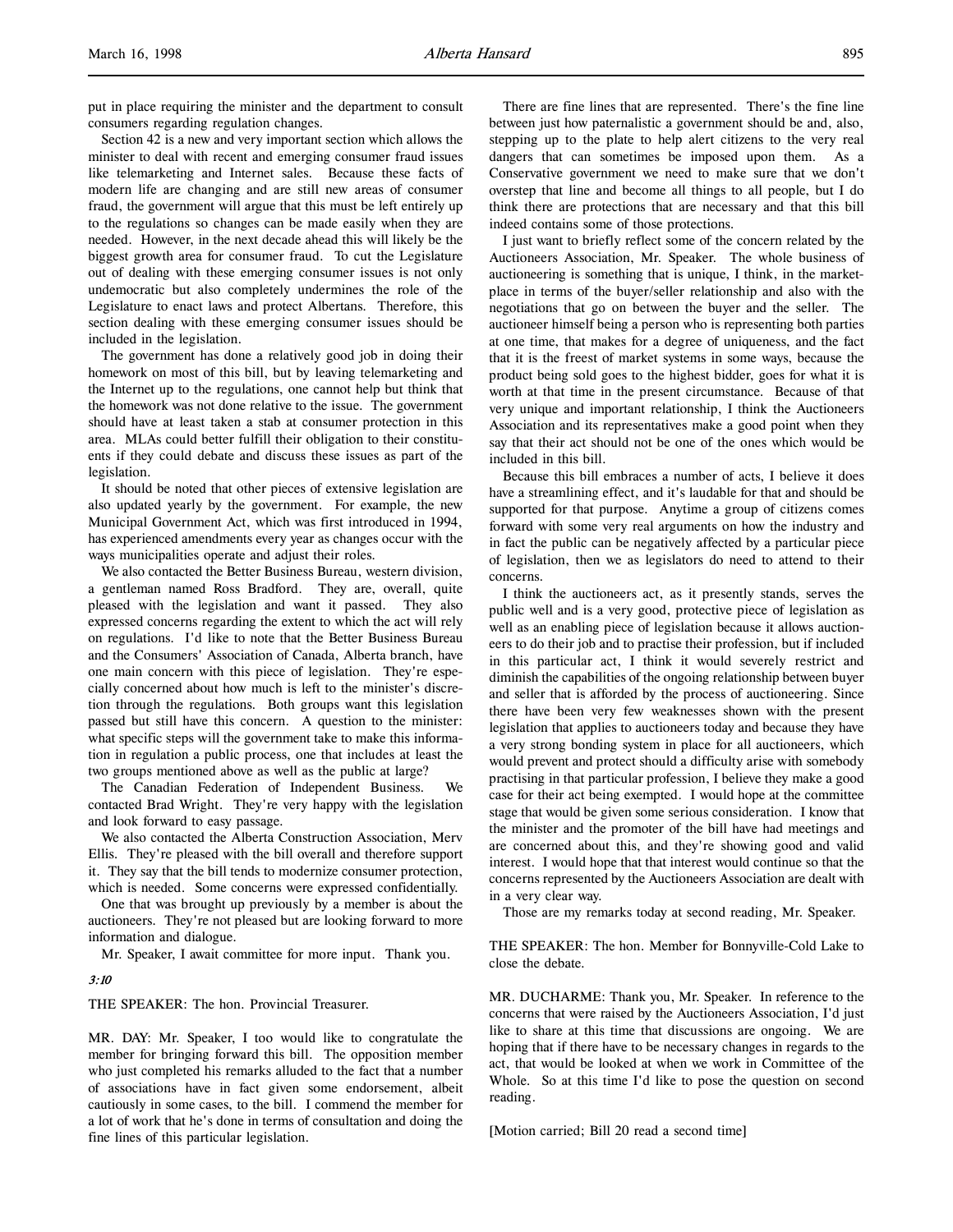put in place requiring the minister and the department to consult consumers regarding regulation changes.

Section 42 is a new and very important section which allows the minister to deal with recent and emerging consumer fraud issues like telemarketing and Internet sales. Because these facts of modern life are changing and are still new areas of consumer fraud, the government will argue that this must be left entirely up to the regulations so changes can be made easily when they are needed. However, in the next decade ahead this will likely be the biggest growth area for consumer fraud. To cut the Legislature out of dealing with these emerging consumer issues is not only undemocratic but also completely undermines the role of the Legislature to enact laws and protect Albertans. Therefore, this section dealing with these emerging consumer issues should be included in the legislation.

The government has done a relatively good job in doing their homework on most of this bill, but by leaving telemarketing and the Internet up to the regulations, one cannot help but think that the homework was not done relative to the issue. The government should have at least taken a stab at consumer protection in this area. MLAs could better fulfill their obligation to their constituents if they could debate and discuss these issues as part of the legislation.

It should be noted that other pieces of extensive legislation are also updated yearly by the government. For example, the new Municipal Government Act, which was first introduced in 1994, has experienced amendments every year as changes occur with the ways municipalities operate and adjust their roles.

We also contacted the Better Business Bureau, western division, a gentleman named Ross Bradford. They are, overall, quite pleased with the legislation and want it passed. They also expressed concerns regarding the extent to which the act will rely on regulations. I'd like to note that the Better Business Bureau and the Consumers' Association of Canada, Alberta branch, have one main concern with this piece of legislation. They're especially concerned about how much is left to the minister's discretion through the regulations. Both groups want this legislation passed but still have this concern. A question to the minister: what specific steps will the government take to make this information in regulation a public process, one that includes at least the two groups mentioned above as well as the public at large?

The Canadian Federation of Independent Business. We contacted Brad Wright. They're very happy with the legislation and look forward to easy passage.

We also contacted the Alberta Construction Association, Merv Ellis. They're pleased with the bill overall and therefore support it. They say that the bill tends to modernize consumer protection, which is needed. Some concerns were expressed confidentially.

One that was brought up previously by a member is about the auctioneers. They're not pleased but are looking forward to more information and dialogue.

Mr. Speaker, I await committee for more input. Thank you.

*3:10*

THE SPEAKER: The hon. Provincial Treasurer.

MR. DAY: Mr. Speaker, I too would like to congratulate the member for bringing forward this bill. The opposition member who just completed his remarks alluded to the fact that a number of associations have in fact given some endorsement, albeit cautiously in some cases, to the bill. I commend the member for a lot of work that he's done in terms of consultation and doing the fine lines of this particular legislation.

There are fine lines that are represented. There's the fine line between just how paternalistic a government should be and, also, stepping up to the plate to help alert citizens to the very real dangers that can sometimes be imposed upon them. As a Conservative government we need to make sure that we don't overstep that line and become all things to all people, but I do think there are protections that are necessary and that this bill indeed contains some of those protections.

I just want to briefly reflect some of the concern related by the Auctioneers Association, Mr. Speaker. The whole business of auctioneering is something that is unique, I think, in the marketplace in terms of the buyer/seller relationship and also with the negotiations that go on between the buyer and the seller. The auctioneer himself being a person who is representing both parties at one time, that makes for a degree of uniqueness, and the fact that it is the freest of market systems in some ways, because the product being sold goes to the highest bidder, goes for what it is worth at that time in the present circumstance. Because of that very unique and important relationship, I think the Auctioneers Association and its representatives make a good point when they say that their act should not be one of the ones which would be included in this bill.

Because this bill embraces a number of acts, I believe it does have a streamlining effect, and it's laudable for that and should be supported for that purpose. Anytime a group of citizens comes forward with some very real arguments on how the industry and in fact the public can be negatively affected by a particular piece of legislation, then we as legislators do need to attend to their concerns.

I think the auctioneers act, as it presently stands, serves the public well and is a very good, protective piece of legislation as well as an enabling piece of legislation because it allows auctioneers to do their job and to practise their profession, but if included in this particular act, I think it would severely restrict and diminish the capabilities of the ongoing relationship between buyer and seller that is afforded by the process of auctioneering. Since there have been very few weaknesses shown with the present legislation that applies to auctioneers today and because they have a very strong bonding system in place for all auctioneers, which would prevent and protect should a difficulty arise with somebody practising in that particular profession, I believe they make a good case for their act being exempted. I would hope at the committee stage that would be given some serious consideration. I know that the minister and the promoter of the bill have had meetings and are concerned about this, and they're showing good and valid interest. I would hope that that interest would continue so that the concerns represented by the Auctioneers Association are dealt with in a very clear way.

Those are my remarks today at second reading, Mr. Speaker.

THE SPEAKER: The hon. Member for Bonnyville-Cold Lake to close the debate.

MR. DUCHARME: Thank you, Mr. Speaker. In reference to the concerns that were raised by the Auctioneers Association, I'd just like to share at this time that discussions are ongoing. We are hoping that if there have to be necessary changes in regards to the act, that would be looked at when we work in Committee of the Whole. So at this time I'd like to pose the question on second reading.

[Motion carried; Bill 20 read a second time]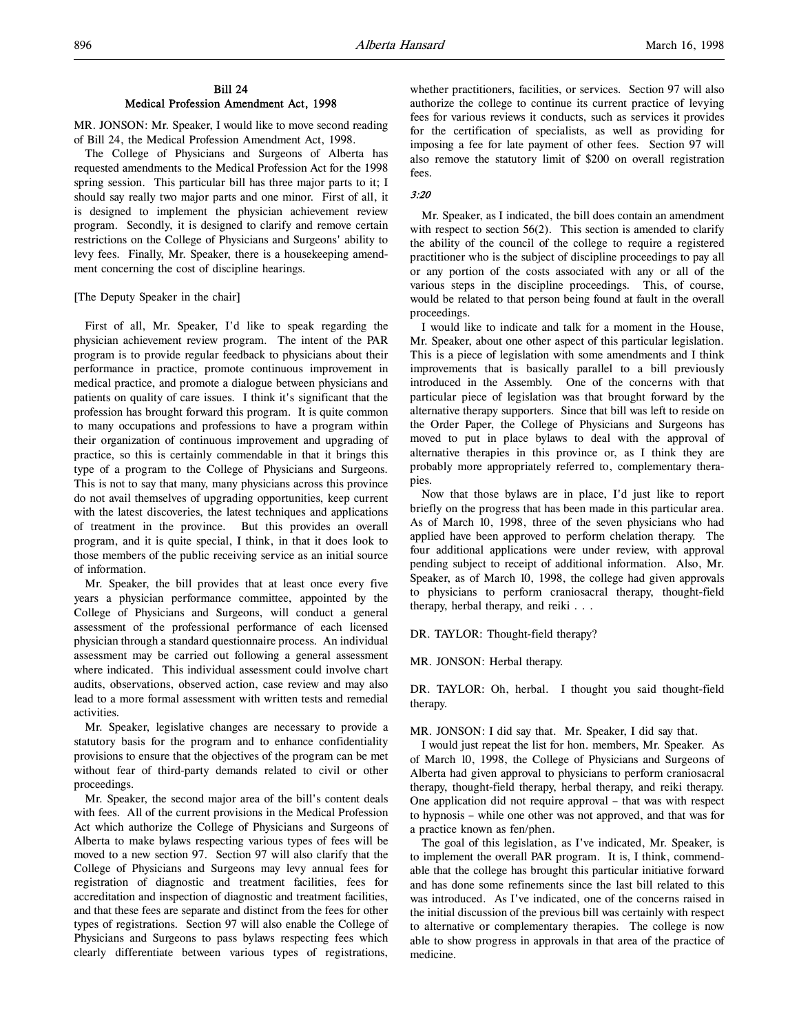## Bill 24
## Medical Profession Amendment Act, 1998

MR. JONSON: Mr. Speaker, I would like to move second reading of Bill 24, the Medical Profession Amendment Act, 1998.

The College of Physicians and Surgeons of Alberta has requested amendments to the Medical Profession Act for the 1998 spring session. This particular bill has three major parts to it; I should say really two major parts and one minor. First of all, it is designed to implement the physician achievement review program. Secondly, it is designed to clarify and remove certain restrictions on the College of Physicians and Surgeons' ability to levy fees. Finally, Mr. Speaker, there is a housekeeping amendment concerning the cost of discipline hearings.

[The Deputy Speaker in the chair]

First of all, Mr. Speaker, I'd like to speak regarding the physician achievement review program. The intent of the PAR program is to provide regular feedback to physicians about their performance in practice, promote continuous improvement in medical practice, and promote a dialogue between physicians and patients on quality of care issues. I think it's significant that the profession has brought forward this program. It is quite common to many occupations and professions to have a program within their organization of continuous improvement and upgrading of practice, so this is certainly commendable in that it brings this type of a program to the College of Physicians and Surgeons. This is not to say that many, many physicians across this province do not avail themselves of upgrading opportunities, keep current with the latest discoveries, the latest techniques and applications of treatment in the province. But this provides an overall program, and it is quite special, I think, in that it does look to those members of the public receiving service as an initial source of information.

Mr. Speaker, the bill provides that at least once every five years a physician performance committee, appointed by the College of Physicians and Surgeons, will conduct a general assessment of the professional performance of each licensed physician through a standard questionnaire process. An individual assessment may be carried out following a general assessment where indicated. This individual assessment could involve chart audits, observations, observed action, case review and may also lead to a more formal assessment with written tests and remedial activities.

Mr. Speaker, legislative changes are necessary to provide a statutory basis for the program and to enhance confidentiality provisions to ensure that the objectives of the program can be met without fear of third-party demands related to civil or other proceedings.

Mr. Speaker, the second major area of the bill's content deals with fees. All of the current provisions in the Medical Profession Act which authorize the College of Physicians and Surgeons of Alberta to make bylaws respecting various types of fees will be moved to a new section 97. Section 97 will also clarify that the College of Physicians and Surgeons may levy annual fees for registration of diagnostic and treatment facilities, fees for accreditation and inspection of diagnostic and treatment facilities, and that these fees are separate and distinct from the fees for other types of registrations. Section 97 will also enable the College of Physicians and Surgeons to pass bylaws respecting fees which clearly differentiate between various types of registrations, whether practitioners, facilities, or services. Section 97 will also authorize the college to continue its current practice of levying fees for various reviews it conducts, such as services it provides for the certification of specialists, as well as providing for imposing a fee for late payment of other fees. Section 97 will also remove the statutory limit of $200 on overall registration fees.

*3:20*

Mr. Speaker, as I indicated, the bill does contain an amendment with respect to section 56(2). This section is amended to clarify the ability of the council of the college to require a registered practitioner who is the subject of discipline proceedings to pay all or any portion of the costs associated with any or all of the various steps in the discipline proceedings. This, of course, would be related to that person being found at fault in the overall proceedings.

I would like to indicate and talk for a moment in the House, Mr. Speaker, about one other aspect of this particular legislation. This is a piece of legislation with some amendments and I think improvements that is basically parallel to a bill previously introduced in the Assembly. One of the concerns with that particular piece of legislation was that brought forward by the alternative therapy supporters. Since that bill was left to reside on the Order Paper, the College of Physicians and Surgeons has moved to put in place bylaws to deal with the approval of alternative therapies in this province or, as I think they are probably more appropriately referred to, complementary therapies.

Now that those bylaws are in place, I'd just like to report briefly on the progress that has been made in this particular area. As of March 10, 1998, three of the seven physicians who had applied have been approved to perform chelation therapy. The four additional applications were under review, with approval pending subject to receipt of additional information. Also, Mr. Speaker, as of March 10, 1998, the college had given approvals to physicians to perform craniosacral therapy, thought-field therapy, herbal therapy, and reiki . . .

DR. TAYLOR: Thought-field therapy?

MR. JONSON: Herbal therapy.

DR. TAYLOR: Oh, herbal. I thought you said thought-field therapy.

MR. JONSON: I did say that. Mr. Speaker, I did say that.

I would just repeat the list for hon. members, Mr. Speaker. As of March 10, 1998, the College of Physicians and Surgeons of Alberta had given approval to physicians to perform craniosacral therapy, thought-field therapy, herbal therapy, and reiki therapy. One application did not require approval – that was with respect to hypnosis – while one other was not approved, and that was for a practice known as fen/phen.

The goal of this legislation, as I've indicated, Mr. Speaker, is to implement the overall PAR program. It is, I think, commendable that the college has brought this particular initiative forward and has done some refinements since the last bill related to this was introduced. As I've indicated, one of the concerns raised in the initial discussion of the previous bill was certainly with respect to alternative or complementary therapies. The college is now able to show progress in approvals in that area of the practice of medicine.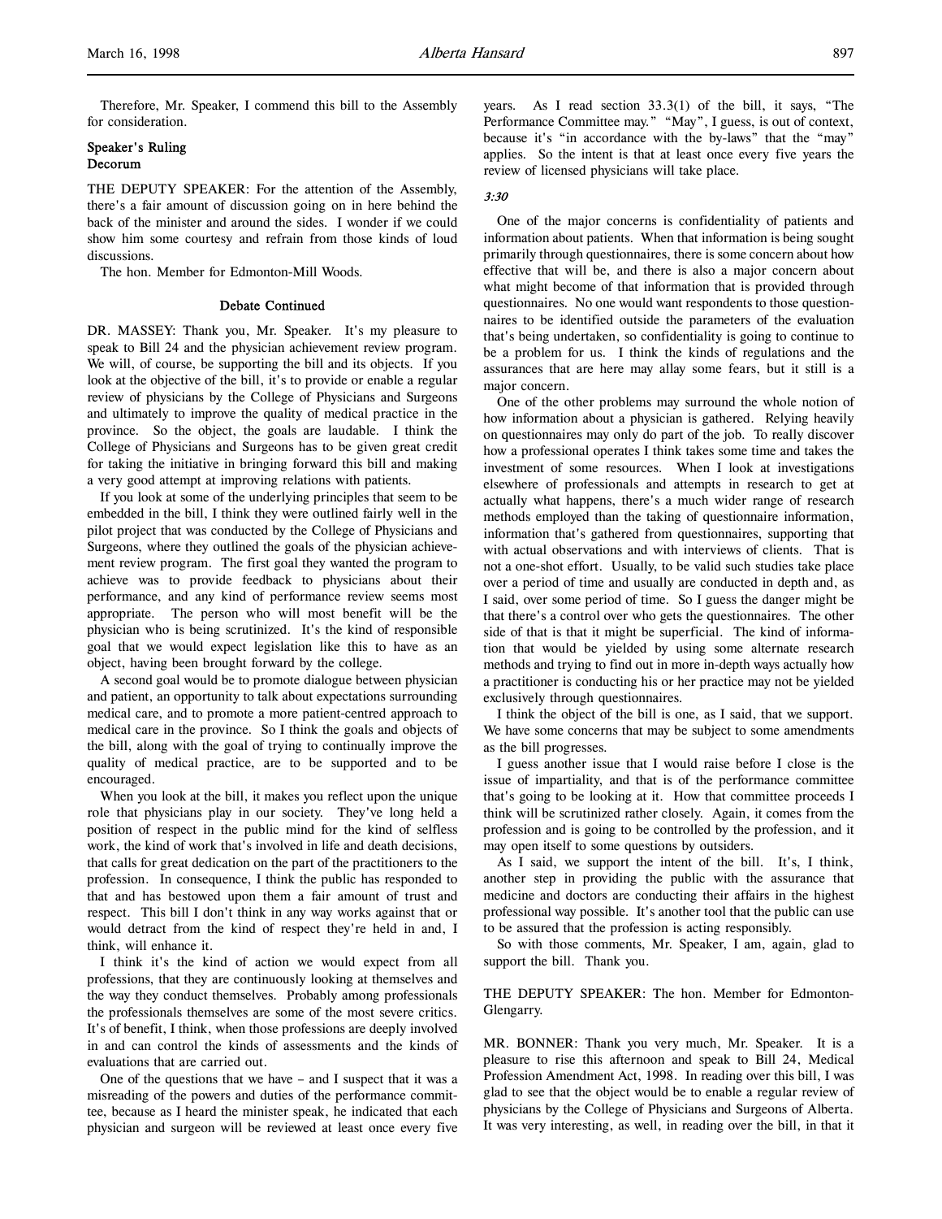Therefore, Mr. Speaker, I commend this bill to the Assembly for consideration.

### Speaker's Ruling
### Decorum

THE DEPUTY SPEAKER: For the attention of the Assembly, there's a fair amount of discussion going on in here behind the back of the minister and around the sides. I wonder if we could show him some courtesy and refrain from those kinds of loud discussions.

The hon. Member for Edmonton-Mill Woods.

### Debate Continued

DR. MASSEY: Thank you, Mr. Speaker. It's my pleasure to speak to Bill 24 and the physician achievement review program. We will, of course, be supporting the bill and its objects. If you look at the objective of the bill, it's to provide or enable a regular review of physicians by the College of Physicians and Surgeons and ultimately to improve the quality of medical practice in the province. So the object, the goals are laudable. I think the College of Physicians and Surgeons has to be given great credit for taking the initiative in bringing forward this bill and making a very good attempt at improving relations with patients.

If you look at some of the underlying principles that seem to be embedded in the bill, I think they were outlined fairly well in the pilot project that was conducted by the College of Physicians and Surgeons, where they outlined the goals of the physician achievement review program. The first goal they wanted the program to achieve was to provide feedback to physicians about their performance, and any kind of performance review seems most appropriate. The person who will most benefit will be the physician who is being scrutinized. It's the kind of responsible goal that we would expect legislation like this to have as an object, having been brought forward by the college.

A second goal would be to promote dialogue between physician and patient, an opportunity to talk about expectations surrounding medical care, and to promote a more patient-centred approach to medical care in the province. So I think the goals and objects of the bill, along with the goal of trying to continually improve the quality of medical practice, are to be supported and to be encouraged.

When you look at the bill, it makes you reflect upon the unique role that physicians play in our society. They've long held a position of respect in the public mind for the kind of selfless work, the kind of work that's involved in life and death decisions, that calls for great dedication on the part of the practitioners to the profession. In consequence, I think the public has responded to that and has bestowed upon them a fair amount of trust and respect. This bill I don't think in any way works against that or would detract from the kind of respect they're held in and, I think, will enhance it.

I think it's the kind of action we would expect from all professions, that they are continuously looking at themselves and the way they conduct themselves. Probably among professionals the professionals themselves are some of the most severe critics. It's of benefit, I think, when those professions are deeply involved in and can control the kinds of assessments and the kinds of evaluations that are carried out.

One of the questions that we have – and I suspect that it was a misreading of the powers and duties of the performance committee, because as I heard the minister speak, he indicated that each physician and surgeon will be reviewed at least once every five years. As I read section 33.3(1) of the bill, it says, "The Performance Committee may." "May", I guess, is out of context, because it's "in accordance with the by-laws" that the "may" applies. So the intent is that at least once every five years the review of licensed physicians will take place.

*3:30*

One of the major concerns is confidentiality of patients and information about patients. When that information is being sought primarily through questionnaires, there is some concern about how effective that will be, and there is also a major concern about what might become of that information that is provided through questionnaires. No one would want respondents to those questionnaires to be identified outside the parameters of the evaluation that's being undertaken, so confidentiality is going to continue to be a problem for us. I think the kinds of regulations and the assurances that are here may allay some fears, but it still is a major concern.

One of the other problems may surround the whole notion of how information about a physician is gathered. Relying heavily on questionnaires may only do part of the job. To really discover how a professional operates I think takes some time and takes the investment of some resources. When I look at investigations elsewhere of professionals and attempts in research to get at actually what happens, there's a much wider range of research methods employed than the taking of questionnaire information, information that's gathered from questionnaires, supporting that with actual observations and with interviews of clients. That is not a one-shot effort. Usually, to be valid such studies take place over a period of time and usually are conducted in depth and, as I said, over some period of time. So I guess the danger might be that there's a control over who gets the questionnaires. The other side of that is that it might be superficial. The kind of information that would be yielded by using some alternate research methods and trying to find out in more in-depth ways actually how a practitioner is conducting his or her practice may not be yielded exclusively through questionnaires.

I think the object of the bill is one, as I said, that we support. We have some concerns that may be subject to some amendments as the bill progresses.

I guess another issue that I would raise before I close is the issue of impartiality, and that is of the performance committee that's going to be looking at it. How that committee proceeds I think will be scrutinized rather closely. Again, it comes from the profession and is going to be controlled by the profession, and it may open itself to some questions by outsiders.

As I said, we support the intent of the bill. It's, I think, another step in providing the public with the assurance that medicine and doctors are conducting their affairs in the highest professional way possible. It's another tool that the public can use to be assured that the profession is acting responsibly.

So with those comments, Mr. Speaker, I am, again, glad to support the bill. Thank you.

THE DEPUTY SPEAKER: The hon. Member for Edmonton-Glengarry.

MR. BONNER: Thank you very much, Mr. Speaker. It is a pleasure to rise this afternoon and speak to Bill 24, Medical Profession Amendment Act, 1998. In reading over this bill, I was glad to see that the object would be to enable a regular review of physicians by the College of Physicians and Surgeons of Alberta. It was very interesting, as well, in reading over the bill, in that it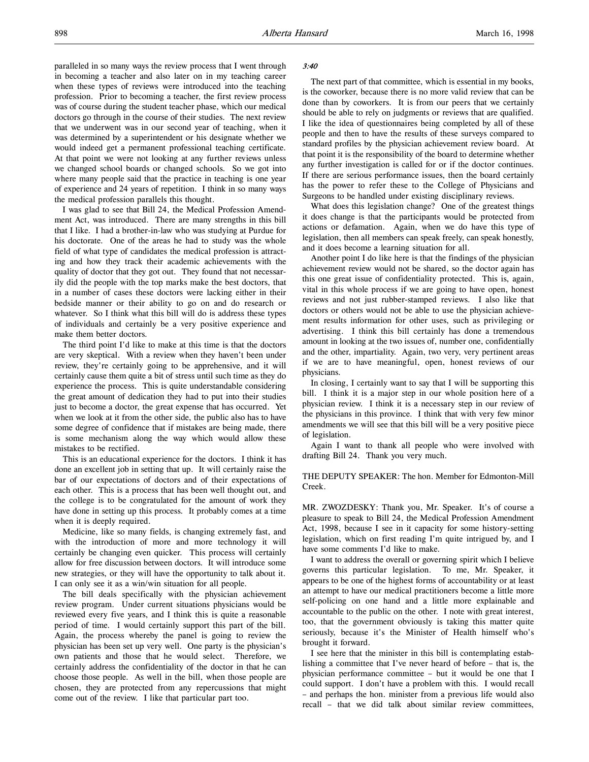paralleled in so many ways the review process that I went through in becoming a teacher and also later on in my teaching career when these types of reviews were introduced into the teaching profession. Prior to becoming a teacher, the first review process was of course during the student teacher phase, which our medical doctors go through in the course of their studies. The next review that we underwent was in our second year of teaching, when it was determined by a superintendent or his designate whether we would indeed get a permanent professional teaching certificate. At that point we were not looking at any further reviews unless we changed school boards or changed schools. So we got into where many people said that the practice in teaching is one year of experience and 24 years of repetition. I think in so many ways the medical profession parallels this thought.

I was glad to see that Bill 24, the Medical Profession Amendment Act, was introduced. There are many strengths in this bill that I like. I had a brother-in-law who was studying at Purdue for his doctorate. One of the areas he had to study was the whole field of what type of candidates the medical profession is attracting and how they track their academic achievements with the quality of doctor that they got out. They found that not necessarily did the people with the top marks make the best doctors, that in a number of cases these doctors were lacking either in their bedside manner or their ability to go on and do research or whatever. So I think what this bill will do is address these types of individuals and certainly be a very positive experience and make them better doctors.

The third point I'd like to make at this time is that the doctors are very skeptical. With a review when they haven't been under review, they're certainly going to be apprehensive, and it will certainly cause them quite a bit of stress until such time as they do experience the process. This is quite understandable considering the great amount of dedication they had to put into their studies just to become a doctor, the great expense that has occurred. Yet when we look at it from the other side, the public also has to have some degree of confidence that if mistakes are being made, there is some mechanism along the way which would allow these mistakes to be rectified.

This is an educational experience for the doctors. I think it has done an excellent job in setting that up. It will certainly raise the bar of our expectations of doctors and of their expectations of each other. This is a process that has been well thought out, and the college is to be congratulated for the amount of work they have done in setting up this process. It probably comes at a time when it is deeply required.

Medicine, like so many fields, is changing extremely fast, and with the introduction of more and more technology it will certainly be changing even quicker. This process will certainly allow for free discussion between doctors. It will introduce some new strategies, or they will have the opportunity to talk about it. I can only see it as a win/win situation for all people.

The bill deals specifically with the physician achievement review program. Under current situations physicians would be reviewed every five years, and I think this is quite a reasonable period of time. I would certainly support this part of the bill. Again, the process whereby the panel is going to review the physician has been set up very well. One party is the physician's own patients and those that he would select. Therefore, we certainly address the confidentiality of the doctor in that he can choose those people. As well in the bill, when those people are chosen, they are protected from any repercussions that might come out of the review. I like that particular part too.

*3:40*

The next part of that committee, which is essential in my books, is the coworker, because there is no more valid review that can be done than by coworkers. It is from our peers that we certainly should be able to rely on judgments or reviews that are qualified. I like the idea of questionnaires being completed by all of these people and then to have the results of these surveys compared to standard profiles by the physician achievement review board. At that point it is the responsibility of the board to determine whether any further investigation is called for or if the doctor continues. If there are serious performance issues, then the board certainly has the power to refer these to the College of Physicians and Surgeons to be handled under existing disciplinary reviews.

What does this legislation change? One of the greatest things it does change is that the participants would be protected from actions or defamation. Again, when we do have this type of legislation, then all members can speak freely, can speak honestly, and it does become a learning situation for all.

Another point I do like here is that the findings of the physician achievement review would not be shared, so the doctor again has this one great issue of confidentiality protected. This is, again, vital in this whole process if we are going to have open, honest reviews and not just rubber-stamped reviews. I also like that doctors or others would not be able to use the physician achievement results information for other uses, such as privileging or advertising. I think this bill certainly has done a tremendous amount in looking at the two issues of, number one, confidentially and the other, impartiality. Again, two very, very pertinent areas if we are to have meaningful, open, honest reviews of our physicians.

In closing, I certainly want to say that I will be supporting this bill. I think it is a major step in our whole position here of a physician review. I think it is a necessary step in our review of the physicians in this province. I think that with very few minor amendments we will see that this bill will be a very positive piece of legislation.

Again I want to thank all people who were involved with drafting Bill 24. Thank you very much.

THE DEPUTY SPEAKER: The hon. Member for Edmonton-Mill Creek.

MR. ZWOZDESKY: Thank you, Mr. Speaker. It's of course a pleasure to speak to Bill 24, the Medical Profession Amendment Act, 1998, because I see in it capacity for some history-setting legislation, which on first reading I'm quite intrigued by, and I have some comments I'd like to make.

I want to address the overall or governing spirit which I believe governs this particular legislation. To me, Mr. Speaker, it appears to be one of the highest forms of accountability or at least an attempt to have our medical practitioners become a little more self-policing on one hand and a little more explainable and accountable to the public on the other. I note with great interest, too, that the government obviously is taking this matter quite seriously, because it's the Minister of Health himself who's brought it forward.

I see here that the minister in this bill is contemplating establishing a committee that I've never heard of before – that is, the physician performance committee – but it would be one that I could support. I don't have a problem with this. I would recall – and perhaps the hon. minister from a previous life would also recall – that we did talk about similar review committees,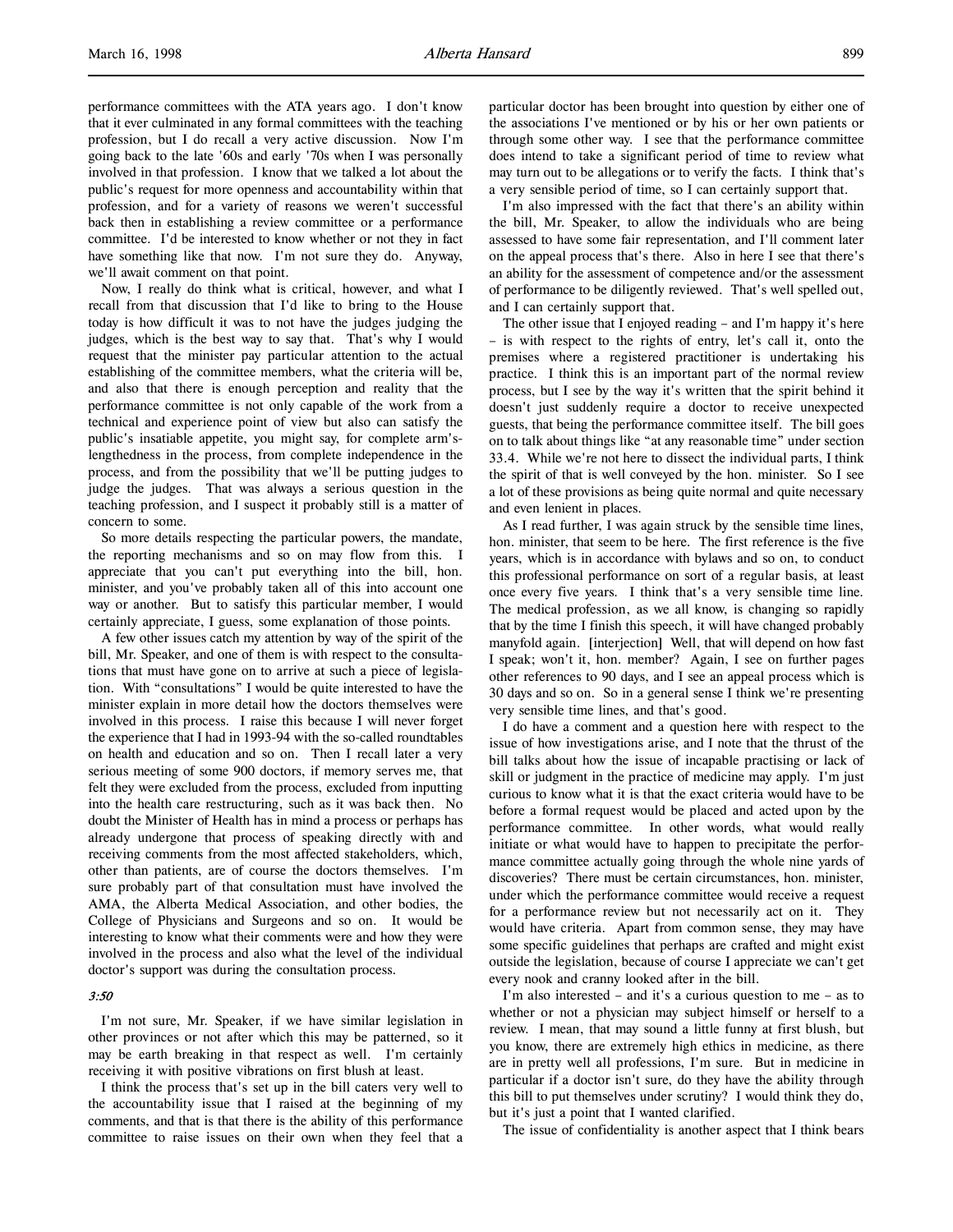performance committees with the ATA years ago. I don't know that it ever culminated in any formal committees with the teaching profession, but I do recall a very active discussion. Now I'm going back to the late '60s and early '70s when I was personally involved in that profession. I know that we talked a lot about the public's request for more openness and accountability within that profession, and for a variety of reasons we weren't successful back then in establishing a review committee or a performance committee. I'd be interested to know whether or not they in fact have something like that now. I'm not sure they do. Anyway, we'll await comment on that point.

Now, I really do think what is critical, however, and what I recall from that discussion that I'd like to bring to the House today is how difficult it was to not have the judges judging the judges, which is the best way to say that. That's why I would request that the minister pay particular attention to the actual establishing of the committee members, what the criteria will be, and also that there is enough perception and reality that the performance committee is not only capable of the work from a technical and experience point of view but also can satisfy the public's insatiable appetite, you might say, for complete arm's-lengthedness in the process, from complete independence in the process, and from the possibility that we'll be putting judges to judge the judges. That was always a serious question in the teaching profession, and I suspect it probably still is a matter of concern to some.

So more details respecting the particular powers, the mandate, the reporting mechanisms and so on may flow from this. I appreciate that you can't put everything into the bill, hon. minister, and you've probably taken all of this into account one way or another. But to satisfy this particular member, I would certainly appreciate, I guess, some explanation of those points.

A few other issues catch my attention by way of the spirit of the bill, Mr. Speaker, and one of them is with respect to the consultations that must have gone on to arrive at such a piece of legislation. With "consultations" I would be quite interested to have the minister explain in more detail how the doctors themselves were involved in this process. I raise this because I will never forget the experience that I had in 1993-94 with the so-called roundtables on health and education and so on. Then I recall later a very serious meeting of some 900 doctors, if memory serves me, that felt they were excluded from the process, excluded from inputting into the health care restructuring, such as it was back then. No doubt the Minister of Health has in mind a process or perhaps has already undergone that process of speaking directly with and receiving comments from the most affected stakeholders, which, other than patients, are of course the doctors themselves. I'm sure probably part of that consultation must have involved the AMA, the Alberta Medical Association, and other bodies, the College of Physicians and Surgeons and so on. It would be interesting to know what their comments were and how they were involved in the process and also what the level of the individual doctor's support was during the consultation process.

*3:50*

I'm not sure, Mr. Speaker, if we have similar legislation in other provinces or not after which this may be patterned, so it may be earth breaking in that respect as well. I'm certainly receiving it with positive vibrations on first blush at least.

I think the process that's set up in the bill caters very well to the accountability issue that I raised at the beginning of my comments, and that is that there is the ability of this performance committee to raise issues on their own when they feel that a particular doctor has been brought into question by either one of the associations I've mentioned or by his or her own patients or through some other way. I see that the performance committee does intend to take a significant period of time to review what may turn out to be allegations or to verify the facts. I think that's a very sensible period of time, so I can certainly support that.

I'm also impressed with the fact that there's an ability within the bill, Mr. Speaker, to allow the individuals who are being assessed to have some fair representation, and I'll comment later on the appeal process that's there. Also in here I see that there's an ability for the assessment of competence and/or the assessment of performance to be diligently reviewed. That's well spelled out, and I can certainly support that.

The other issue that I enjoyed reading – and I'm happy it's here – is with respect to the rights of entry, let's call it, onto the premises where a registered practitioner is undertaking his practice. I think this is an important part of the normal review process, but I see by the way it's written that the spirit behind it doesn't just suddenly require a doctor to receive unexpected guests, that being the performance committee itself. The bill goes on to talk about things like "at any reasonable time" under section 33.4. While we're not here to dissect the individual parts, I think the spirit of that is well conveyed by the hon. minister. So I see a lot of these provisions as being quite normal and quite necessary and even lenient in places.

As I read further, I was again struck by the sensible time lines, hon. minister, that seem to be here. The first reference is the five years, which is in accordance with bylaws and so on, to conduct this professional performance on sort of a regular basis, at least once every five years. I think that's a very sensible time line. The medical profession, as we all know, is changing so rapidly that by the time I finish this speech, it will have changed probably manyfold again. [interjection] Well, that will depend on how fast I speak; won't it, hon. member? Again, I see on further pages other references to 90 days, and I see an appeal process which is 30 days and so on. So in a general sense I think we're presenting very sensible time lines, and that's good.

I do have a comment and a question here with respect to the issue of how investigations arise, and I note that the thrust of the bill talks about how the issue of incapable practising or lack of skill or judgment in the practice of medicine may apply. I'm just curious to know what it is that the exact criteria would have to be before a formal request would be placed and acted upon by the performance committee. In other words, what would really initiate or what would have to happen to precipitate the performance committee actually going through the whole nine yards of discoveries? There must be certain circumstances, hon. minister, under which the performance committee would receive a request for a performance review but not necessarily act on it. They would have criteria. Apart from common sense, they may have some specific guidelines that perhaps are crafted and might exist outside the legislation, because of course I appreciate we can't get every nook and cranny looked after in the bill.

I'm also interested – and it's a curious question to me – as to whether or not a physician may subject himself or herself to a review. I mean, that may sound a little funny at first blush, but you know, there are extremely high ethics in medicine, as there are in pretty well all professions, I'm sure. But in medicine in particular if a doctor isn't sure, do they have the ability through this bill to put themselves under scrutiny? I would think they do, but it's just a point that I wanted clarified.

The issue of confidentiality is another aspect that I think bears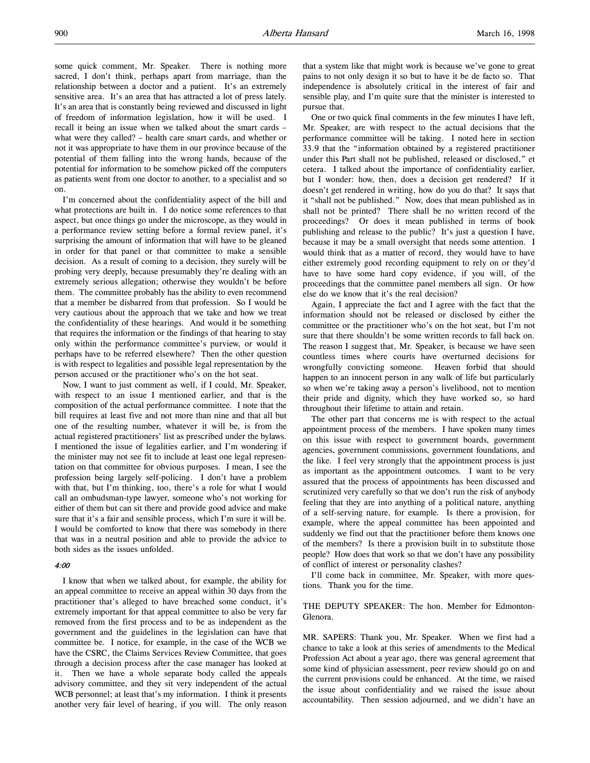some quick comment, Mr. Speaker. There is nothing more sacred, I don't think, perhaps apart from marriage, than the relationship between a doctor and a patient. It's an extremely sensitive area. It's an area that has attracted a lot of press lately. It's an area that is constantly being reviewed and discussed in light of freedom of information legislation, how it will be used. I recall it being an issue when we talked about the smart cards – what were they called? – health care smart cards, and whether or not it was appropriate to have them in our province because of the potential of them falling into the wrong hands, because of the potential for information to be somehow picked off the computers as patients went from one doctor to another, to a specialist and so on.

I'm concerned about the confidentiality aspect of the bill and what protections are built in. I do notice some references to that aspect, but once things go under the microscope, as they would in a performance review setting before a formal review panel, it's surprising the amount of information that will have to be gleaned in order for that panel or that committee to make a sensible decision. As a result of coming to a decision, they surely will be probing very deeply, because presumably they're dealing with an extremely serious allegation; otherwise they wouldn't be before them. The committee probably has the ability to even recommend that a member be disbarred from that profession. So I would be very cautious about the approach that we take and how we treat the confidentiality of these hearings. And would it be something that requires the information or the findings of that hearing to stay only within the performance committee's purview, or would it perhaps have to be referred elsewhere? Then the other question is with respect to legalities and possible legal representation by the person accused or the practitioner who's on the hot seat.

Now, I want to just comment as well, if I could, Mr. Speaker, with respect to an issue I mentioned earlier, and that is the composition of the actual performance committee. I note that the bill requires at least five and not more than nine and that all but one of the resulting number, whatever it will be, is from the actual registered practitioners' list as prescribed under the bylaws. I mentioned the issue of legalities earlier, and I'm wondering if the minister may not see fit to include at least one legal representation on that committee for obvious purposes. I mean, I see the profession being largely self-policing. I don't have a problem with that, but I'm thinking, too, there's a role for what I would call an ombudsman-type lawyer, someone who's not working for either of them but can sit there and provide good advice and make sure that it's a fair and sensible process, which I'm sure it will be. I would be comforted to know that there was somebody in there that was in a neutral position and able to provide the advice to both sides as the issues unfolded.

*4:00*

I know that when we talked about, for example, the ability for an appeal committee to receive an appeal within 30 days from the practitioner that's alleged to have breached some conduct, it's extremely important for that appeal committee to also be very far removed from the first process and to be as independent as the government and the guidelines in the legislation can have that committee be. I notice, for example, in the case of the WCB we have the CSRC, the Claims Services Review Committee, that goes through a decision process after the case manager has looked at it. Then we have a whole separate body called the appeals advisory committee, and they sit very independent of the actual WCB personnel; at least that's my information. I think it presents another very fair level of hearing, if you will. The only reason that a system like that might work is because we've gone to great pains to not only design it so but to have it be de facto so. That independence is absolutely critical in the interest of fair and sensible play, and I'm quite sure that the minister is interested to pursue that.

One or two quick final comments in the few minutes I have left, Mr. Speaker, are with respect to the actual decisions that the performance committee will be taking. I noted here in section 33.9 that the "information obtained by a registered practitioner under this Part shall not be published, released or disclosed," et cetera. I talked about the importance of confidentiality earlier, but I wonder: how, then, does a decision get rendered? If it doesn't get rendered in writing, how do you do that? It says that it "shall not be published." Now, does that mean published as in shall not be printed? There shall be no written record of the proceedings? Or does it mean published in terms of book publishing and release to the public? It's just a question I have, because it may be a small oversight that needs some attention. I would think that as a matter of record, they would have to have either extremely good recording equipment to rely on or they'd have to have some hard copy evidence, if you will, of the proceedings that the committee panel members all sign. Or how else do we know that it's the real decision?

Again, I appreciate the fact and I agree with the fact that the information should not be released or disclosed by either the committee or the practitioner who's on the hot seat, but I'm not sure that there shouldn't be some written records to fall back on. The reason I suggest that, Mr. Speaker, is because we have seen countless times where courts have overturned decisions for wrongfully convicting someone. Heaven forbid that should happen to an innocent person in any walk of life but particularly so when we're taking away a person's livelihood, not to mention their pride and dignity, which they have worked so, so hard throughout their lifetime to attain and retain.

The other part that concerns me is with respect to the actual appointment process of the members. I have spoken many times on this issue with respect to government boards, government agencies, government commissions, government foundations, and the like. I feel very strongly that the appointment process is just as important as the appointment outcomes. I want to be very assured that the process of appointments has been discussed and scrutinized very carefully so that we don't run the risk of anybody feeling that they are into anything of a political nature, anything of a self-serving nature, for example. Is there a provision, for example, where the appeal committee has been appointed and suddenly we find out that the practitioner before them knows one of the members? Is there a provision built in to substitute those people? How does that work so that we don't have any possibility of conflict of interest or personality clashes?

I'll come back in committee, Mr. Speaker, with more questions. Thank you for the time.

THE DEPUTY SPEAKER: The hon. Member for Edmonton-Glenora.

MR. SAPERS: Thank you, Mr. Speaker. When we first had a chance to take a look at this series of amendments to the Medical Profession Act about a year ago, there was general agreement that some kind of physician assessment, peer review should go on and the current provisions could be enhanced. At the time, we raised the issue about confidentiality and we raised the issue about accountability. Then session adjourned, and we didn't have an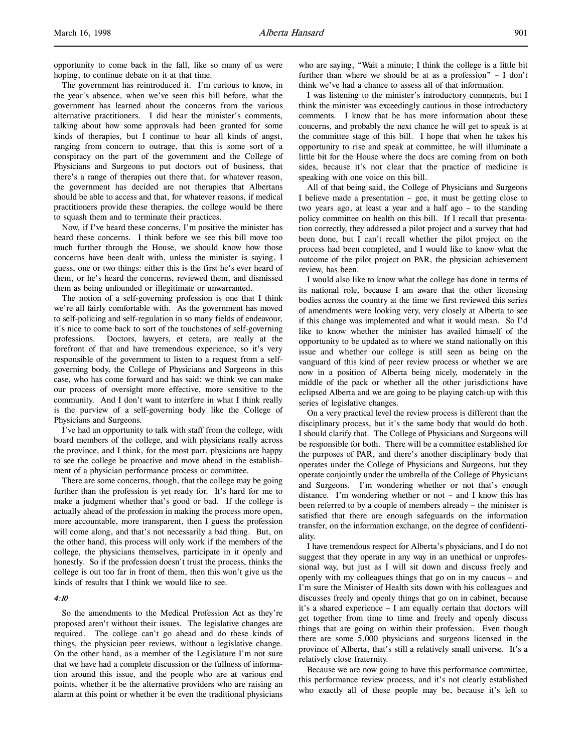opportunity to come back in the fall, like so many of us were hoping, to continue debate on it at that time.

The government has reintroduced it. I'm curious to know, in the year's absence, when we've seen this bill before, what the government has learned about the concerns from the various alternative practitioners. I did hear the minister's comments, talking about how some approvals had been granted for some kinds of therapies, but I continue to hear all kinds of angst, ranging from concern to outrage, that this is some sort of a conspiracy on the part of the government and the College of Physicians and Surgeons to put doctors out of business, that there's a range of therapies out there that, for whatever reason, the government has decided are not therapies that Albertans should be able to access and that, for whatever reasons, if medical practitioners provide these therapies, the college would be there to squash them and to terminate their practices.

Now, if I've heard these concerns, I'm positive the minister has heard these concerns. I think before we see this bill move too much further through the House, we should know how those concerns have been dealt with, unless the minister is saying, I guess, one or two things: either this is the first he's ever heard of them, or he's heard the concerns, reviewed them, and dismissed them as being unfounded or illegitimate or unwarranted.

The notion of a self-governing profession is one that I think we're all fairly comfortable with. As the government has moved to self-policing and self-regulation in so many fields of endeavour, it's nice to come back to sort of the touchstones of self-governing professions. Doctors, lawyers, et cetera, are really at the forefront of that and have tremendous experience, so it's very responsible of the government to listen to a request from a self-governing body, the College of Physicians and Surgeons in this case, who has come forward and has said: we think we can make our process of oversight more effective, more sensitive to the community. And I don't want to interfere in what I think really is the purview of a self-governing body like the College of Physicians and Surgeons.

I've had an opportunity to talk with staff from the college, with board members of the college, and with physicians really across the province, and I think, for the most part, physicians are happy to see the college be proactive and move ahead in the establishment of a physician performance process or committee.

There are some concerns, though, that the college may be going further than the profession is yet ready for. It's hard for me to make a judgment whether that's good or bad. If the college is actually ahead of the profession in making the process more open, more accountable, more transparent, then I guess the profession will come along, and that's not necessarily a bad thing. But, on the other hand, this process will only work if the members of the college, the physicians themselves, participate in it openly and honestly. So if the profession doesn't trust the process, thinks the college is out too far in front of them, then this won't give us the kinds of results that I think we would like to see.

*4:10*

So the amendments to the Medical Profession Act as they're proposed aren't without their issues. The legislative changes are required. The college can't go ahead and do these kinds of things, the physician peer reviews, without a legislative change. On the other hand, as a member of the Legislature I'm not sure that we have had a complete discussion or the fullness of information around this issue, and the people who are at various end points, whether it be the alternative providers who are raising an alarm at this point or whether it be even the traditional physicians who are saying, "Wait a minute; I think the college is a little bit further than where we should be at as a profession" – I don't think we've had a chance to assess all of that information.

I was listening to the minister's introductory comments, but I think the minister was exceedingly cautious in those introductory comments. I know that he has more information about these concerns, and probably the next chance he will get to speak is at the committee stage of this bill. I hope that when he takes his opportunity to rise and speak at committee, he will illuminate a little bit for the House where the docs are coming from on both sides, because it's not clear that the practice of medicine is speaking with one voice on this bill.

All of that being said, the College of Physicians and Surgeons I believe made a presentation – gee, it must be getting close to two years ago, at least a year and a half ago – to the standing policy committee on health on this bill. If I recall that presentation correctly, they addressed a pilot project and a survey that had been done, but I can't recall whether the pilot project on the process had been completed, and I would like to know what the outcome of the pilot project on PAR, the physician achievement review, has been.

I would also like to know what the college has done in terms of its national role, because I am aware that the other licensing bodies across the country at the time we first reviewed this series of amendments were looking very, very closely at Alberta to see if this change was implemented and what it would mean. So I'd like to know whether the minister has availed himself of the opportunity to be updated as to where we stand nationally on this issue and whether our college is still seen as being on the vanguard of this kind of peer review process or whether we are now in a position of Alberta being nicely, moderately in the middle of the pack or whether all the other jurisdictions have eclipsed Alberta and we are going to be playing catch-up with this series of legislative changes.

On a very practical level the review process is different than the disciplinary process, but it's the same body that would do both. I should clarify that. The College of Physicians and Surgeons will be responsible for both. There will be a committee established for the purposes of PAR, and there's another disciplinary body that operates under the College of Physicians and Surgeons, but they operate conjointly under the umbrella of the College of Physicians and Surgeons. I'm wondering whether or not that's enough distance. I'm wondering whether or not – and I know this has been referred to by a couple of members already – the minister is satisfied that there are enough safeguards on the information transfer, on the information exchange, on the degree of confidentiality.

I have tremendous respect for Alberta's physicians, and I do not suggest that they operate in any way in an unethical or unprofessional way, but just as I will sit down and discuss freely and openly with my colleagues things that go on in my caucus – and I'm sure the Minister of Health sits down with his colleagues and discusses freely and openly things that go on in cabinet, because it's a shared experience – I am equally certain that doctors will get together from time to time and freely and openly discuss things that are going on within their profession. Even though there are some 5,000 physicians and surgeons licensed in the province of Alberta, that's still a relatively small universe. It's a relatively close fraternity.

Because we are now going to have this performance committee, this performance review process, and it's not clearly established who exactly all of these people may be, because it's left to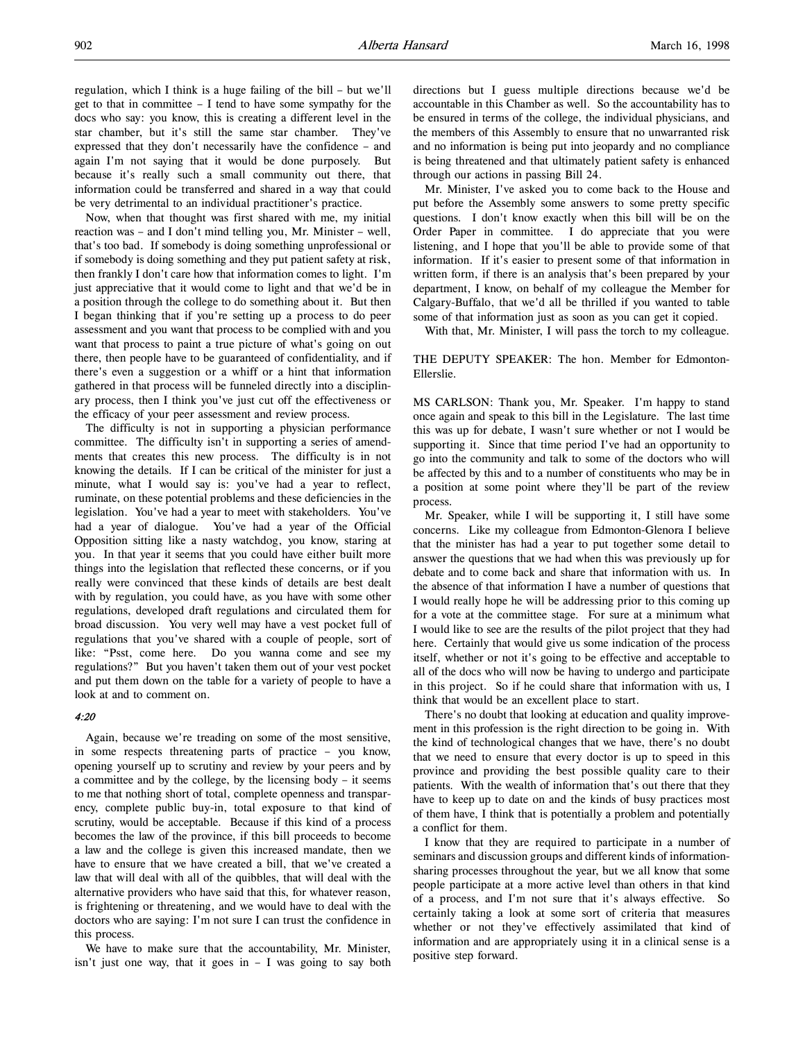regulation, which I think is a huge failing of the bill – but we'll get to that in committee – I tend to have some sympathy for the docs who say: you know, this is creating a different level in the star chamber, but it's still the same star chamber. They've expressed that they don't necessarily have the confidence – and again I'm not saying that it would be done purposely. But because it's really such a small community out there, that information could be transferred and shared in a way that could be very detrimental to an individual practitioner's practice.

Now, when that thought was first shared with me, my initial reaction was – and I don't mind telling you, Mr. Minister – well, that's too bad. If somebody is doing something unprofessional or if somebody is doing something and they put patient safety at risk, then frankly I don't care how that information comes to light. I'm just appreciative that it would come to light and that we'd be in a position through the college to do something about it. But then I began thinking that if you're setting up a process to do peer assessment and you want that process to be complied with and you want that process to paint a true picture of what's going on out there, then people have to be guaranteed of confidentiality, and if there's even a suggestion or a whiff or a hint that information gathered in that process will be funneled directly into a disciplinary process, then I think you've just cut off the effectiveness or the efficacy of your peer assessment and review process.

The difficulty is not in supporting a physician performance committee. The difficulty isn't in supporting a series of amendments that creates this new process. The difficulty is in not knowing the details. If I can be critical of the minister for just a minute, what I would say is: you've had a year to reflect, ruminate, on these potential problems and these deficiencies in the legislation. You've had a year to meet with stakeholders. You've had a year of dialogue. You've had a year of the Official Opposition sitting like a nasty watchdog, you know, staring at you. In that year it seems that you could have either built more things into the legislation that reflected these concerns, or if you really were convinced that these kinds of details are best dealt with by regulation, you could have, as you have with some other regulations, developed draft regulations and circulated them for broad discussion. You very well may have a vest pocket full of regulations that you've shared with a couple of people, sort of like: "Psst, come here. Do you wanna come and see my regulations?" But you haven't taken them out of your vest pocket and put them down on the table for a variety of people to have a look at and to comment on.

*4:20*

Again, because we're treading on some of the most sensitive, in some respects threatening parts of practice – you know, opening yourself up to scrutiny and review by your peers and by a committee and by the college, by the licensing body – it seems to me that nothing short of total, complete openness and transparency, complete public buy-in, total exposure to that kind of scrutiny, would be acceptable. Because if this kind of a process becomes the law of the province, if this bill proceeds to become a law and the college is given this increased mandate, then we have to ensure that we have created a bill, that we've created a law that will deal with all of the quibbles, that will deal with the alternative providers who have said that this, for whatever reason, is frightening or threatening, and we would have to deal with the doctors who are saying: I'm not sure I can trust the confidence in this process.

We have to make sure that the accountability, Mr. Minister, isn't just one way, that it goes in – I was going to say both directions but I guess multiple directions because we'd be accountable in this Chamber as well. So the accountability has to be ensured in terms of the college, the individual physicians, and the members of this Assembly to ensure that no unwarranted risk and no information is being put into jeopardy and no compliance is being threatened and that ultimately patient safety is enhanced through our actions in passing Bill 24.

Mr. Minister, I've asked you to come back to the House and put before the Assembly some answers to some pretty specific questions. I don't know exactly when this bill will be on the Order Paper in committee. I do appreciate that you were listening, and I hope that you'll be able to provide some of that information. If it's easier to present some of that information in written form, if there is an analysis that's been prepared by your department, I know, on behalf of my colleague the Member for Calgary-Buffalo, that we'd all be thrilled if you wanted to table some of that information just as soon as you can get it copied.

With that, Mr. Minister, I will pass the torch to my colleague.

THE DEPUTY SPEAKER: The hon. Member for Edmonton-Ellerslie.

MS CARLSON: Thank you, Mr. Speaker. I'm happy to stand once again and speak to this bill in the Legislature. The last time this was up for debate, I wasn't sure whether or not I would be supporting it. Since that time period I've had an opportunity to go into the community and talk to some of the doctors who will be affected by this and to a number of constituents who may be in a position at some point where they'll be part of the review process.

Mr. Speaker, while I will be supporting it, I still have some concerns. Like my colleague from Edmonton-Glenora I believe that the minister has had a year to put together some detail to answer the questions that we had when this was previously up for debate and to come back and share that information with us. In the absence of that information I have a number of questions that I would really hope he will be addressing prior to this coming up for a vote at the committee stage. For sure at a minimum what I would like to see are the results of the pilot project that they had here. Certainly that would give us some indication of the process itself, whether or not it's going to be effective and acceptable to all of the docs who will now be having to undergo and participate in this project. So if he could share that information with us, I think that would be an excellent place to start.

There's no doubt that looking at education and quality improvement in this profession is the right direction to be going in. With the kind of technological changes that we have, there's no doubt that we need to ensure that every doctor is up to speed in this province and providing the best possible quality care to their patients. With the wealth of information that's out there that they have to keep up to date on and the kinds of busy practices most of them have, I think that is potentially a problem and potentially a conflict for them.

I know that they are required to participate in a number of seminars and discussion groups and different kinds of information-sharing processes throughout the year, but we all know that some people participate at a more active level than others in that kind of a process, and I'm not sure that it's always effective. So certainly taking a look at some sort of criteria that measures whether or not they've effectively assimilated that kind of information and are appropriately using it in a clinical sense is a positive step forward.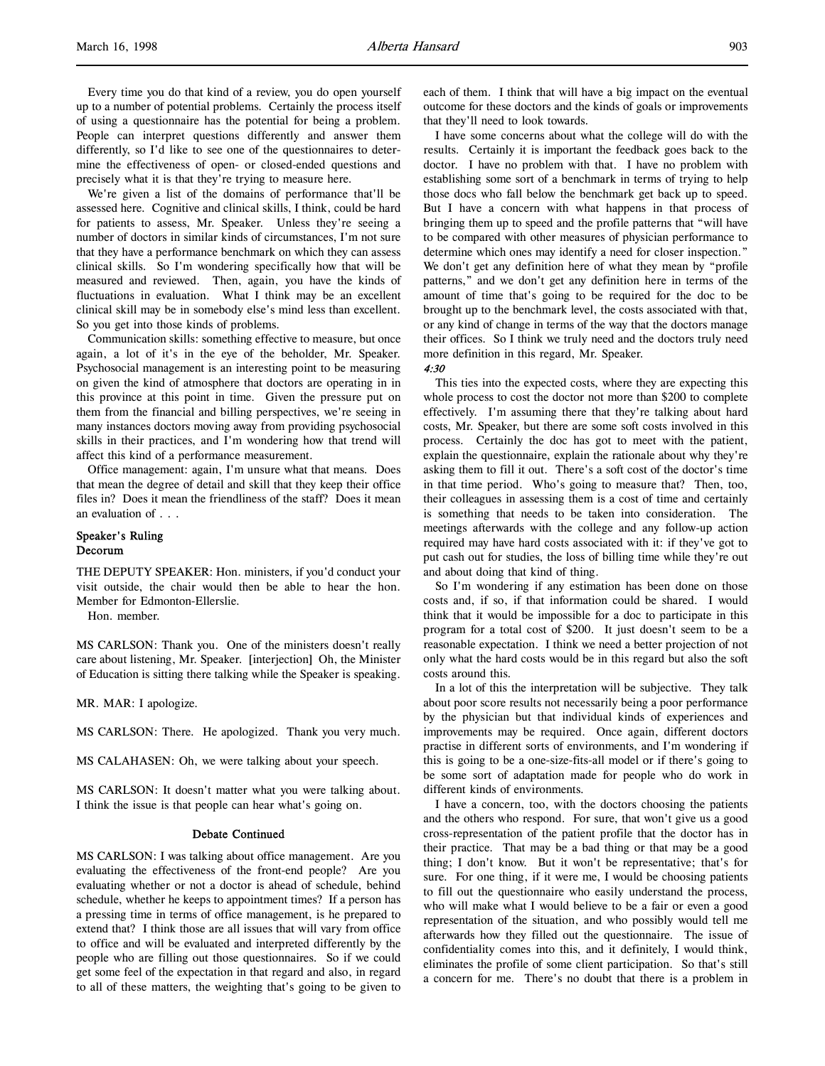Every time you do that kind of a review, you do open yourself up to a number of potential problems. Certainly the process itself of using a questionnaire has the potential for being a problem. People can interpret questions differently and answer them differently, so I'd like to see one of the questionnaires to determine the effectiveness of open- or closed-ended questions and precisely what it is that they're trying to measure here.

We're given a list of the domains of performance that'll be assessed here. Cognitive and clinical skills, I think, could be hard for patients to assess, Mr. Speaker. Unless they're seeing a number of doctors in similar kinds of circumstances, I'm not sure that they have a performance benchmark on which they can assess clinical skills. So I'm wondering specifically how that will be measured and reviewed. Then, again, you have the kinds of fluctuations in evaluation. What I think may be an excellent clinical skill may be in somebody else's mind less than excellent. So you get into those kinds of problems.

Communication skills: something effective to measure, but once again, a lot of it's in the eye of the beholder, Mr. Speaker. Psychosocial management is an interesting point to be measuring on given the kind of atmosphere that doctors are operating in in this province at this point in time. Given the pressure put on them from the financial and billing perspectives, we're seeing in many instances doctors moving away from providing psychosocial skills in their practices, and I'm wondering how that trend will affect this kind of a performance measurement.

Office management: again, I'm unsure what that means. Does that mean the degree of detail and skill that they keep their office files in? Does it mean the friendliness of the staff? Does it mean an evaluation of . . .

**Speaker's Ruling**
**Decorum**

THE DEPUTY SPEAKER: Hon. ministers, if you'd conduct your visit outside, the chair would then be able to hear the hon. Member for Edmonton-Ellerslie.

Hon. member.

MS CARLSON: Thank you. One of the ministers doesn't really care about listening, Mr. Speaker. [interjection] Oh, the Minister of Education is sitting there talking while the Speaker is speaking.

MR. MAR: I apologize.

MS CARLSON: There. He apologized. Thank you very much.

MS CALAHASEN: Oh, we were talking about your speech.

MS CARLSON: It doesn't matter what you were talking about. I think the issue is that people can hear what's going on.

**Debate Continued**

MS CARLSON: I was talking about office management. Are you evaluating the effectiveness of the front-end people? Are you evaluating whether or not a doctor is ahead of schedule, behind schedule, whether he keeps to appointment times? If a person has a pressing time in terms of office management, is he prepared to extend that? I think those are all issues that will vary from office to office and will be evaluated and interpreted differently by the people who are filling out those questionnaires. So if we could get some feel of the expectation in that regard and also, in regard to all of these matters, the weighting that's going to be given to each of them. I think that will have a big impact on the eventual outcome for these doctors and the kinds of goals or improvements that they'll need to look towards.

I have some concerns about what the college will do with the results. Certainly it is important the feedback goes back to the doctor. I have no problem with that. I have no problem with establishing some sort of a benchmark in terms of trying to help those docs who fall below the benchmark get back up to speed. But I have a concern with what happens in that process of bringing them up to speed and the profile patterns that "will have to be compared with other measures of physician performance to determine which ones may identify a need for closer inspection." We don't get any definition here of what they mean by "profile patterns," and we don't get any definition here in terms of the amount of time that's going to be required for the doc to be brought up to the benchmark level, the costs associated with that, or any kind of change in terms of the way that the doctors manage their offices. So I think we truly need and the doctors truly need more definition in this regard, Mr. Speaker.

*4:30*

This ties into the expected costs, where they are expecting this whole process to cost the doctor not more than $200 to complete effectively. I'm assuming there that they're talking about hard costs, Mr. Speaker, but there are some soft costs involved in this process. Certainly the doc has got to meet with the patient, explain the questionnaire, explain the rationale about why they're asking them to fill it out. There's a soft cost of the doctor's time in that time period. Who's going to measure that? Then, too, their colleagues in assessing them is a cost of time and certainly is something that needs to be taken into consideration. The meetings afterwards with the college and any follow-up action required may have hard costs associated with it: if they've got to put cash out for studies, the loss of billing time while they're out and about doing that kind of thing.

So I'm wondering if any estimation has been done on those costs and, if so, if that information could be shared. I would think that it would be impossible for a doc to participate in this program for a total cost of $200. It just doesn't seem to be a reasonable expectation. I think we need a better projection of not only what the hard costs would be in this regard but also the soft costs around this.

In a lot of this the interpretation will be subjective. They talk about poor score results not necessarily being a poor performance by the physician but that individual kinds of experiences and improvements may be required. Once again, different doctors practise in different sorts of environments, and I'm wondering if this is going to be a one-size-fits-all model or if there's going to be some sort of adaptation made for people who do work in different kinds of environments.

I have a concern, too, with the doctors choosing the patients and the others who respond. For sure, that won't give us a good cross-representation of the patient profile that the doctor has in their practice. That may be a bad thing or that may be a good thing; I don't know. But it won't be representative; that's for sure. For one thing, if it were me, I would be choosing patients to fill out the questionnaire who easily understand the process, who will make what I would believe to be a fair or even a good representation of the situation, and who possibly would tell me afterwards how they filled out the questionnaire. The issue of confidentiality comes into this, and it definitely, I would think, eliminates the profile of some client participation. So that's still a concern for me. There's no doubt that there is a problem in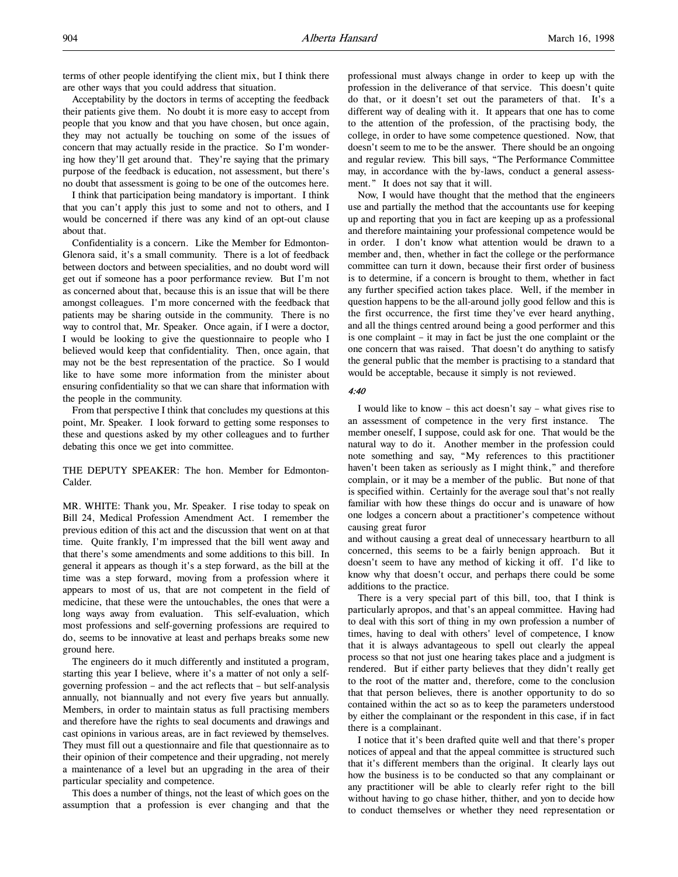terms of other people identifying the client mix, but I think there are other ways that you could address that situation.

Acceptability by the doctors in terms of accepting the feedback their patients give them. No doubt it is more easy to accept from people that you know and that you have chosen, but once again, they may not actually be touching on some of the issues of concern that may actually reside in the practice. So I'm wondering how they'll get around that. They're saying that the primary purpose of the feedback is education, not assessment, but there's no doubt that assessment is going to be one of the outcomes here.

I think that participation being mandatory is important. I think that you can't apply this just to some and not to others, and I would be concerned if there was any kind of an opt-out clause about that.

Confidentiality is a concern. Like the Member for Edmonton-Glenora said, it's a small community. There is a lot of feedback between doctors and between specialities, and no doubt word will get out if someone has a poor performance review. But I'm not as concerned about that, because this is an issue that will be there amongst colleagues. I'm more concerned with the feedback that patients may be sharing outside in the community. There is no way to control that, Mr. Speaker. Once again, if I were a doctor, I would be looking to give the questionnaire to people who I believed would keep that confidentiality. Then, once again, that may not be the best representation of the practice. So I would like to have some more information from the minister about ensuring confidentiality so that we can share that information with the people in the community.

From that perspective I think that concludes my questions at this point, Mr. Speaker. I look forward to getting some responses to these and questions asked by my other colleagues and to further debating this once we get into committee.

THE DEPUTY SPEAKER: The hon. Member for Edmonton-Calder.

MR. WHITE: Thank you, Mr. Speaker. I rise today to speak on Bill 24, Medical Profession Amendment Act. I remember the previous edition of this act and the discussion that went on at that time. Quite frankly, I'm impressed that the bill went away and that there's some amendments and some additions to this bill. In general it appears as though it's a step forward, as the bill at the time was a step forward, moving from a profession where it appears to most of us, that are not competent in the field of medicine, that these were the untouchables, the ones that were a long ways away from evaluation. This self-evaluation, which most professions and self-governing professions are required to do, seems to be innovative at least and perhaps breaks some new ground here.

The engineers do it much differently and instituted a program, starting this year I believe, where it's a matter of not only a self-governing profession – and the act reflects that – but self-analysis annually, not biannually and not every five years but annually. Members, in order to maintain status as full practising members and therefore have the rights to seal documents and drawings and cast opinions in various areas, are in fact reviewed by themselves. They must fill out a questionnaire and file that questionnaire as to their opinion of their competence and their upgrading, not merely a maintenance of a level but an upgrading in the area of their particular speciality and competence.

This does a number of things, not the least of which goes on the assumption that a profession is ever changing and that the professional must always change in order to keep up with the profession in the deliverance of that service. This doesn't quite do that, or it doesn't set out the parameters of that. It's a different way of dealing with it. It appears that one has to come to the attention of the profession, of the practising body, the college, in order to have some competence questioned. Now, that doesn't seem to me to be the answer. There should be an ongoing and regular review. This bill says, "The Performance Committee may, in accordance with the by-laws, conduct a general assessment." It does not say that it will.

Now, I would have thought that the method that the engineers use and partially the method that the accountants use for keeping up and reporting that you in fact are keeping up as a professional and therefore maintaining your professional competence would be in order. I don't know what attention would be drawn to a member and, then, whether in fact the college or the performance committee can turn it down, because their first order of business is to determine, if a concern is brought to them, whether in fact any further specified action takes place. Well, if the member in question happens to be the all-around jolly good fellow and this is the first occurrence, the first time they've ever heard anything, and all the things centred around being a good performer and this is one complaint – it may in fact be just the one complaint or the one concern that was raised. That doesn't do anything to satisfy the general public that the member is practising to a standard that would be acceptable, because it simply is not reviewed.

*4:40*

I would like to know – this act doesn't say – what gives rise to an assessment of competence in the very first instance. The member oneself, I suppose, could ask for one. That would be the natural way to do it. Another member in the profession could note something and say, "My references to this practitioner haven't been taken as seriously as I might think," and therefore complain, or it may be a member of the public. But none of that is specified within. Certainly for the average soul that's not really familiar with how these things do occur and is unaware of how one lodges a concern about a practitioner's competence without causing great furor and without causing a great deal of unnecessary heartburn to all concerned, this seems to be a fairly benign approach. But it doesn't seem to have any method of kicking it off. I'd like to know why that doesn't occur, and perhaps there could be some additions to the practice.

There is a very special part of this bill, too, that I think is particularly apropos, and that's an appeal committee. Having had to deal with this sort of thing in my own profession a number of times, having to deal with others' level of competence, I know that it is always advantageous to spell out clearly the appeal process so that not just one hearing takes place and a judgment is rendered. But if either party believes that they didn't really get to the root of the matter and, therefore, come to the conclusion that that person believes, there is another opportunity to do so contained within the act so as to keep the parameters understood by either the complainant or the respondent in this case, if in fact there is a complainant.

I notice that it's been drafted quite well and that there's proper notices of appeal and that the appeal committee is structured such that it's different members than the original. It clearly lays out how the business is to be conducted so that any complainant or any practitioner will be able to clearly refer right to the bill without having to go chase hither, thither, and yon to decide how to conduct themselves or whether they need representation or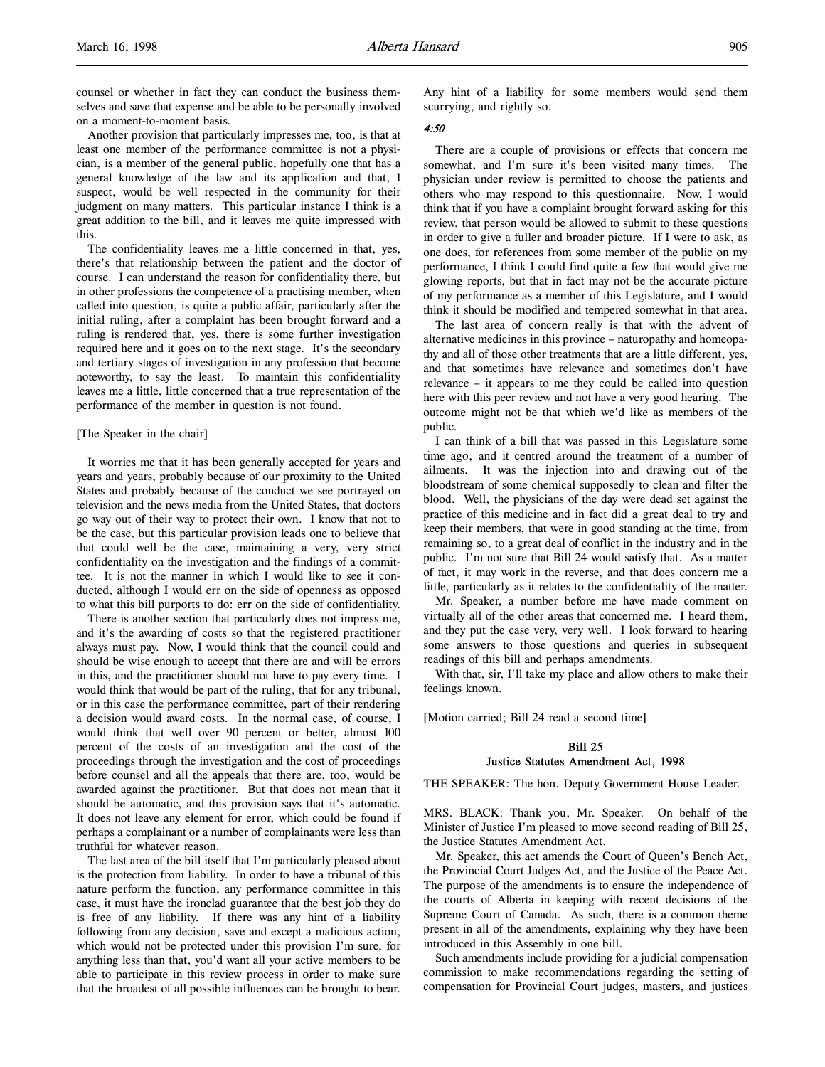counsel or whether in fact they can conduct the business themselves and save that expense and be able to be personally involved on a moment-to-moment basis.

Another provision that particularly impresses me, too, is that at least one member of the performance committee is not a physician, is a member of the general public, hopefully one that has a general knowledge of the law and its application and that, I suspect, would be well respected in the community for their judgment on many matters. This particular instance I think is a great addition to the bill, and it leaves me quite impressed with this.

The confidentiality leaves me a little concerned in that, yes, there's that relationship between the patient and the doctor of course. I can understand the reason for confidentiality there, but in other professions the competence of a practising member, when called into question, is quite a public affair, particularly after the initial ruling, after a complaint has been brought forward and a ruling is rendered that, yes, there is some further investigation required here and it goes on to the next stage. It's the secondary and tertiary stages of investigation in any profession that become noteworthy, to say the least. To maintain this confidentiality leaves me a little, little concerned that a true representation of the performance of the member in question is not found.

[The Speaker in the chair]

It worries me that it has been generally accepted for years and years and years, probably because of our proximity to the United States and probably because of the conduct we see portrayed on television and the news media from the United States, that doctors go way out of their way to protect their own. I know that not to be the case, but this particular provision leads one to believe that that could well be the case, maintaining a very, very strict confidentiality on the investigation and the findings of a committee. It is not the manner in which I would like to see it conducted, although I would err on the side of openness as opposed to what this bill purports to do: err on the side of confidentiality.

There is another section that particularly does not impress me, and it's the awarding of costs so that the registered practitioner always must pay. Now, I would think that the council could and should be wise enough to accept that there are and will be errors in this, and the practitioner should not have to pay every time. I would think that would be part of the ruling, that for any tribunal, or in this case the performance committee, part of their rendering a decision would award costs. In the normal case, of course, I would think that well over 90 percent or better, almost 100 percent of the costs of an investigation and the cost of the proceedings through the investigation and the cost of proceedings before counsel and all the appeals that there are, too, would be awarded against the practitioner. But that does not mean that it should be automatic, and this provision says that it's automatic. It does not leave any element for error, which could be found if perhaps a complainant or a number of complainants were less than truthful for whatever reason.

The last area of the bill itself that I'm particularly pleased about is the protection from liability. In order to have a tribunal of this nature perform the function, any performance committee in this case, it must have the ironclad guarantee that the best job they do is free of any liability. If there was any hint of a liability following from any decision, save and except a malicious action, which would not be protected under this provision I'm sure, for anything less than that, you'd want all your active members to be able to participate in this review process in order to make sure that the broadest of all possible influences can be brought to bear. Any hint of a liability for some members would send them scurrying, and rightly so.

*4:50*

There are a couple of provisions or effects that concern me somewhat, and I'm sure it's been visited many times. The physician under review is permitted to choose the patients and others who may respond to this questionnaire. Now, I would think that if you have a complaint brought forward asking for this review, that person would be allowed to submit to these questions in order to give a fuller and broader picture. If I were to ask, as one does, for references from some member of the public on my performance, I think I could find quite a few that would give me glowing reports, but that in fact may not be the accurate picture of my performance as a member of this Legislature, and I would think it should be modified and tempered somewhat in that area.

The last area of concern really is that with the advent of alternative medicines in this province – naturopathy and homeopathy and all of those other treatments that are a little different, yes, and that sometimes have relevance and sometimes don't have relevance – it appears to me they could be called into question here with this peer review and not have a very good hearing. The outcome might not be that which we'd like as members of the public.

I can think of a bill that was passed in this Legislature some time ago, and it centred around the treatment of a number of ailments. It was the injection into and drawing out of the bloodstream of some chemical supposedly to clean and filter the blood. Well, the physicians of the day were dead set against the practice of this medicine and in fact did a great deal to try and keep their members, that were in good standing at the time, from remaining so, to a great deal of conflict in the industry and in the public. I'm not sure that Bill 24 would satisfy that. As a matter of fact, it may work in the reverse, and that does concern me a little, particularly as it relates to the confidentiality of the matter.

Mr. Speaker, a number before me have made comment on virtually all of the other areas that concerned me. I heard them, and they put the case very, very well. I look forward to hearing some answers to those questions and queries in subsequent readings of this bill and perhaps amendments.

With that, sir, I'll take my place and allow others to make their feelings known.

[Motion carried; Bill 24 read a second time]

## Bill 25
## Justice Statutes Amendment Act, 1998

THE SPEAKER: The hon. Deputy Government House Leader.

MRS. BLACK: Thank you, Mr. Speaker. On behalf of the Minister of Justice I'm pleased to move second reading of Bill 25, the Justice Statutes Amendment Act.

Mr. Speaker, this act amends the Court of Queen's Bench Act, the Provincial Court Judges Act, and the Justice of the Peace Act. The purpose of the amendments is to ensure the independence of the courts of Alberta in keeping with recent decisions of the Supreme Court of Canada. As such, there is a common theme present in all of the amendments, explaining why they have been introduced in this Assembly in one bill.

Such amendments include providing for a judicial compensation commission to make recommendations regarding the setting of compensation for Provincial Court judges, masters, and justices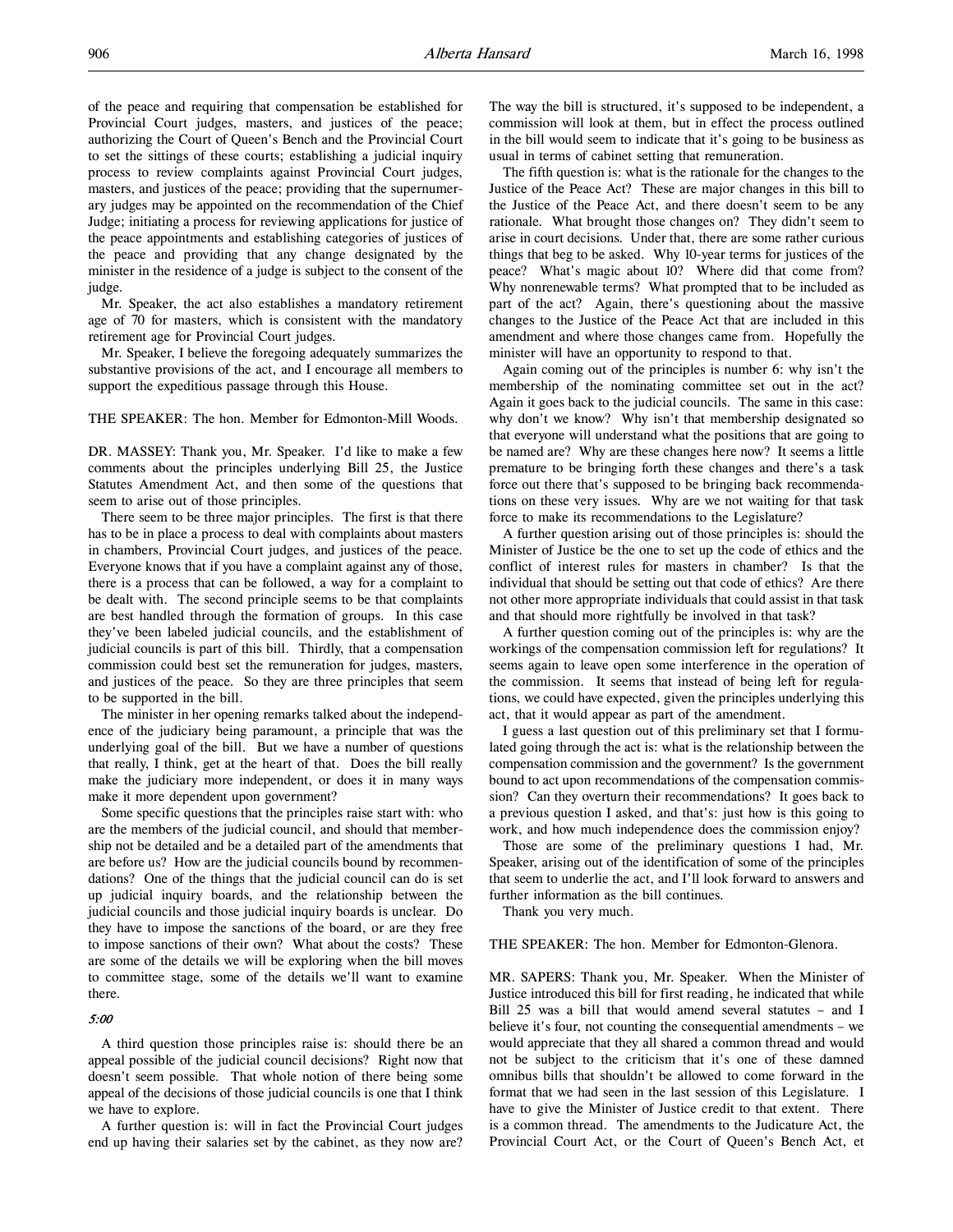of the peace and requiring that compensation be established for Provincial Court judges, masters, and justices of the peace; authorizing the Court of Queen's Bench and the Provincial Court to set the sittings of these courts; establishing a judicial inquiry process to review complaints against Provincial Court judges, masters, and justices of the peace; providing that the supernumerary judges may be appointed on the recommendation of the Chief Judge; initiating a process for reviewing applications for justice of the peace appointments and establishing categories of justices of the peace and providing that any change designated by the minister in the residence of a judge is subject to the consent of the judge.

Mr. Speaker, the act also establishes a mandatory retirement age of 70 for masters, which is consistent with the mandatory retirement age for Provincial Court judges.

Mr. Speaker, I believe the foregoing adequately summarizes the substantive provisions of the act, and I encourage all members to support the expeditious passage through this House.

THE SPEAKER: The hon. Member for Edmonton-Mill Woods.

DR. MASSEY: Thank you, Mr. Speaker. I'd like to make a few comments about the principles underlying Bill 25, the Justice Statutes Amendment Act, and then some of the questions that seem to arise out of those principles.

There seem to be three major principles. The first is that there has to be in place a process to deal with complaints about masters in chambers, Provincial Court judges, and justices of the peace. Everyone knows that if you have a complaint against any of those, there is a process that can be followed, a way for a complaint to be dealt with. The second principle seems to be that complaints are best handled through the formation of groups. In this case they've been labeled judicial councils, and the establishment of judicial councils is part of this bill. Thirdly, that a compensation commission could best set the remuneration for judges, masters, and justices of the peace. So they are three principles that seem to be supported in the bill.

The minister in her opening remarks talked about the independence of the judiciary being paramount, a principle that was the underlying goal of the bill. But we have a number of questions that really, I think, get at the heart of that. Does the bill really make the judiciary more independent, or does it in many ways make it more dependent upon government?

Some specific questions that the principles raise start with: who are the members of the judicial council, and should that membership not be detailed and be a detailed part of the amendments that are before us? How are the judicial councils bound by recommendations? One of the things that the judicial council can do is set up judicial inquiry boards, and the relationship between the judicial councils and those judicial inquiry boards is unclear. Do they have to impose the sanctions of the board, or are they free to impose sanctions of their own? What about the costs? These are some of the details we will be exploring when the bill moves to committee stage, some of the details we'll want to examine there.

*5:00*

A third question those principles raise is: should there be an appeal possible of the judicial council decisions? Right now that doesn't seem possible. That whole notion of there being some appeal of the decisions of those judicial councils is one that I think we have to explore.

A further question is: will in fact the Provincial Court judges end up having their salaries set by the cabinet, as they now are? The way the bill is structured, it's supposed to be independent, a commission will look at them, but in effect the process outlined in the bill would seem to indicate that it's going to be business as usual in terms of cabinet setting that remuneration.

The fifth question is: what is the rationale for the changes to the Justice of the Peace Act? These are major changes in this bill to the Justice of the Peace Act, and there doesn't seem to be any rationale. What brought those changes on? They didn't seem to arise in court decisions. Under that, there are some rather curious things that beg to be asked. Why 10-year terms for justices of the peace? What's magic about 10? Where did that come from? Why nonrenewable terms? What prompted that to be included as part of the act? Again, there's questioning about the massive changes to the Justice of the Peace Act that are included in this amendment and where those changes came from. Hopefully the minister will have an opportunity to respond to that.

Again coming out of the principles is number 6: why isn't the membership of the nominating committee set out in the act? Again it goes back to the judicial councils. The same in this case: why don't we know? Why isn't that membership designated so that everyone will understand what the positions that are going to be named are? Why are these changes here now? It seems a little premature to be bringing forth these changes and there's a task force out there that's supposed to be bringing back recommendations on these very issues. Why are we not waiting for that task force to make its recommendations to the Legislature?

A further question arising out of those principles is: should the Minister of Justice be the one to set up the code of ethics and the conflict of interest rules for masters in chamber? Is that the individual that should be setting out that code of ethics? Are there not other more appropriate individuals that could assist in that task and that should more rightfully be involved in that task?

A further question coming out of the principles is: why are the workings of the compensation commission left for regulations? It seems again to leave open some interference in the operation of the commission. It seems that instead of being left for regulations, we could have expected, given the principles underlying this act, that it would appear as part of the amendment.

I guess a last question out of this preliminary set that I formulated going through the act is: what is the relationship between the compensation commission and the government? Is the government bound to act upon recommendations of the compensation commission? Can they overturn their recommendations? It goes back to a previous question I asked, and that's: just how is this going to work, and how much independence does the commission enjoy?

Those are some of the preliminary questions I had, Mr. Speaker, arising out of the identification of some of the principles that seem to underlie the act, and I'll look forward to answers and further information as the bill continues.

Thank you very much.

THE SPEAKER: The hon. Member for Edmonton-Glenora.

MR. SAPERS: Thank you, Mr. Speaker. When the Minister of Justice introduced this bill for first reading, he indicated that while Bill 25 was a bill that would amend several statutes – and I believe it's four, not counting the consequential amendments – we would appreciate that they all shared a common thread and would not be subject to the criticism that it's one of these damned omnibus bills that shouldn't be allowed to come forward in the format that we had seen in the last session of this Legislature. I have to give the Minister of Justice credit to that extent. There is a common thread. The amendments to the Judicature Act, the Provincial Court Act, or the Court of Queen's Bench Act, et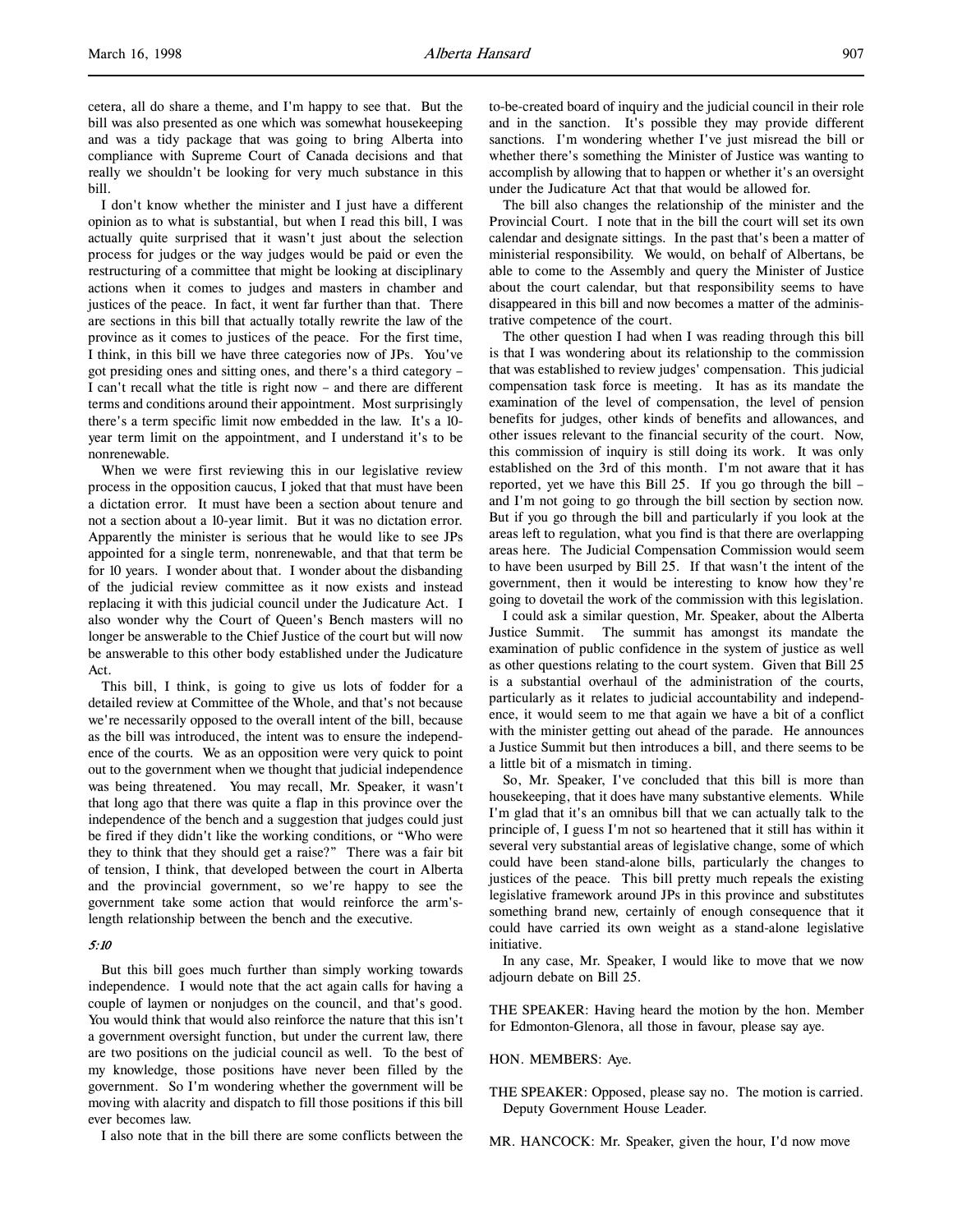cetera, all do share a theme, and I'm happy to see that. But the bill was also presented as one which was somewhat housekeeping and was a tidy package that was going to bring Alberta into compliance with Supreme Court of Canada decisions and that really we shouldn't be looking for very much substance in this bill.

I don't know whether the minister and I just have a different opinion as to what is substantial, but when I read this bill, I was actually quite surprised that it wasn't just about the selection process for judges or the way judges would be paid or even the restructuring of a committee that might be looking at disciplinary actions when it comes to judges and masters in chamber and justices of the peace. In fact, it went far further than that. There are sections in this bill that actually totally rewrite the law of the province as it comes to justices of the peace. For the first time, I think, in this bill we have three categories now of JPs. You've got presiding ones and sitting ones, and there's a third category – I can't recall what the title is right now – and there are different terms and conditions around their appointment. Most surprisingly there's a term specific limit now embedded in the law. It's a 10-year term limit on the appointment, and I understand it's to be nonrenewable.

When we were first reviewing this in our legislative review process in the opposition caucus, I joked that that must have been a dictation error. It must have been a section about tenure and not a section about a 10-year limit. But it was no dictation error. Apparently the minister is serious that he would like to see JPs appointed for a single term, nonrenewable, and that that term be for 10 years. I wonder about that. I wonder about the disbanding of the judicial review committee as it now exists and instead replacing it with this judicial council under the Judicature Act. I also wonder why the Court of Queen's Bench masters will no longer be answerable to the Chief Justice of the court but will now be answerable to this other body established under the Judicature Act.

This bill, I think, is going to give us lots of fodder for a detailed review at Committee of the Whole, and that's not because we're necessarily opposed to the overall intent of the bill, because as the bill was introduced, the intent was to ensure the independence of the courts. We as an opposition were very quick to point out to the government when we thought that judicial independence was being threatened. You may recall, Mr. Speaker, it wasn't that long ago that there was quite a flap in this province over the independence of the bench and a suggestion that judges could just be fired if they didn't like the working conditions, or "Who were they to think that they should get a raise?" There was a fair bit of tension, I think, that developed between the court in Alberta and the provincial government, so we're happy to see the government take some action that would reinforce the arm's-length relationship between the bench and the executive.

*5:10*

But this bill goes much further than simply working towards independence. I would note that the act again calls for having a couple of laymen or nonjudges on the council, and that's good. You would think that would also reinforce the nature that this isn't a government oversight function, but under the current law, there are two positions on the judicial council as well. To the best of my knowledge, those positions have never been filled by the government. So I'm wondering whether the government will be moving with alacrity and dispatch to fill those positions if this bill ever becomes law.

I also note that in the bill there are some conflicts between the to-be-created board of inquiry and the judicial council in their role and in the sanction. It's possible they may provide different sanctions. I'm wondering whether I've just misread the bill or whether there's something the Minister of Justice was wanting to accomplish by allowing that to happen or whether it's an oversight under the Judicature Act that that would be allowed for.

The bill also changes the relationship of the minister and the Provincial Court. I note that in the bill the court will set its own calendar and designate sittings. In the past that's been a matter of ministerial responsibility. We would, on behalf of Albertans, be able to come to the Assembly and query the Minister of Justice about the court calendar, but that responsibility seems to have disappeared in this bill and now becomes a matter of the administrative competence of the court.

The other question I had when I was reading through this bill is that I was wondering about its relationship to the commission that was established to review judges' compensation. This judicial compensation task force is meeting. It has as its mandate the examination of the level of compensation, the level of pension benefits for judges, other kinds of benefits and allowances, and other issues relevant to the financial security of the court. Now, this commission of inquiry is still doing its work. It was only established on the 3rd of this month. I'm not aware that it has reported, yet we have this Bill 25. If you go through the bill – and I'm not going to go through the bill section by section now. But if you go through the bill and particularly if you look at the areas left to regulation, what you find is that there are overlapping areas here. The Judicial Compensation Commission would seem to have been usurped by Bill 25. If that wasn't the intent of the government, then it would be interesting to know how they're going to dovetail the work of the commission with this legislation.

I could ask a similar question, Mr. Speaker, about the Alberta Justice Summit. The summit has amongst its mandate the examination of public confidence in the system of justice as well as other questions relating to the court system. Given that Bill 25 is a substantial overhaul of the administration of the courts, particularly as it relates to judicial accountability and independence, it would seem to me that again we have a bit of a conflict with the minister getting out ahead of the parade. He announces a Justice Summit but then introduces a bill, and there seems to be a little bit of a mismatch in timing.

So, Mr. Speaker, I've concluded that this bill is more than housekeeping, that it does have many substantive elements. While I'm glad that it's an omnibus bill that we can actually talk to the principle of, I guess I'm not so heartened that it still has within it several very substantial areas of legislative change, some of which could have been stand-alone bills, particularly the changes to justices of the peace. This bill pretty much repeals the existing legislative framework around JPs in this province and substitutes something brand new, certainly of enough consequence that it could have carried its own weight as a stand-alone legislative initiative.

In any case, Mr. Speaker, I would like to move that we now adjourn debate on Bill 25.

THE SPEAKER: Having heard the motion by the hon. Member for Edmonton-Glenora, all those in favour, please say aye.

HON. MEMBERS: Aye.

THE SPEAKER: Opposed, please say no. The motion is carried. Deputy Government House Leader.

MR. HANCOCK: Mr. Speaker, given the hour, I'd now move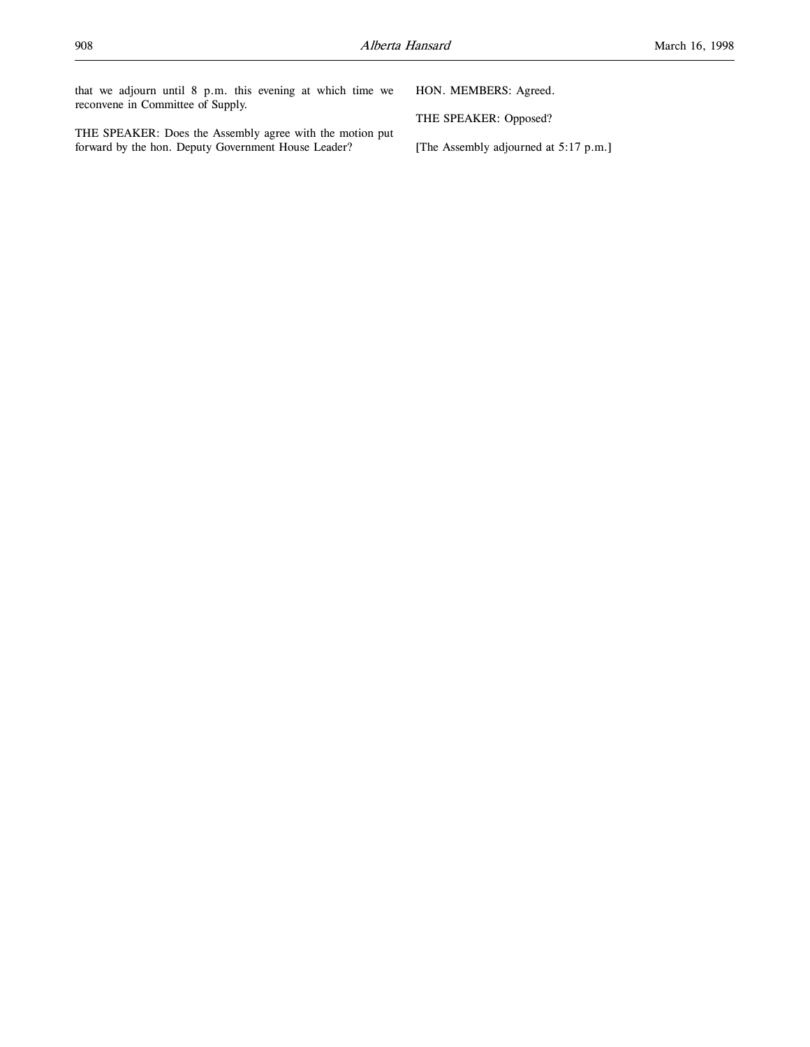that we adjourn until 8 p.m. this evening at which time we reconvene in Committee of Supply.

THE SPEAKER: Does the Assembly agree with the motion put forward by the hon. Deputy Government House Leader?

HON. MEMBERS: Agreed.

THE SPEAKER: Opposed?

[The Assembly adjourned at 5:17 p.m.]